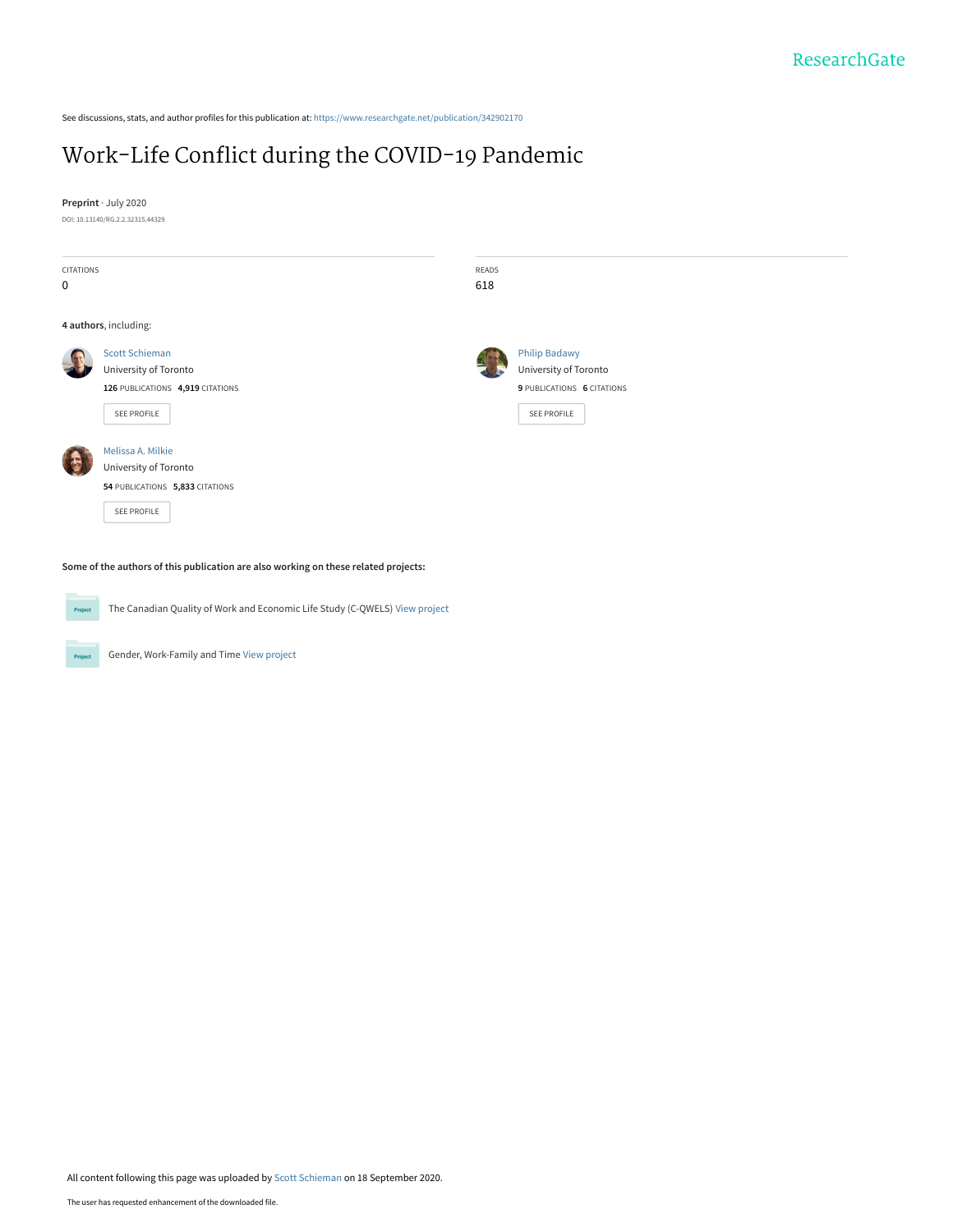ResearchGate

See discussions, stats, and author profiles for this publication at: https://www.researchgate.net/publication/342902170

# Work-Life Conflict during the COVID-19 Pandemic

**Preprint** · July 2020

DOI: 10.13140/RG.2.2.32315.44329

| CITATIONS | READS |
| --- | --- |
| 0 | 618 |

**4 authors**, including:

**Scott Schieman**
University of Toronto
126 PUBLICATIONS 4,919 CITATIONS
SEE PROFILE

**Philip Badawy**
University of Toronto
9 PUBLICATIONS 6 CITATIONS
SEE PROFILE

**Melissa A. Milkie**
University of Toronto
54 PUBLICATIONS 5,833 CITATIONS
SEE PROFILE

**Some of the authors of this publication are also working on these related projects:**

- The Canadian Quality of Work and Economic Life Study (C-QWELS) View project
- Gender, Work-Family and Time View project

All content following this page was uploaded by Scott Schieman on 18 September 2020.

The user has requested enhancement of the downloaded file.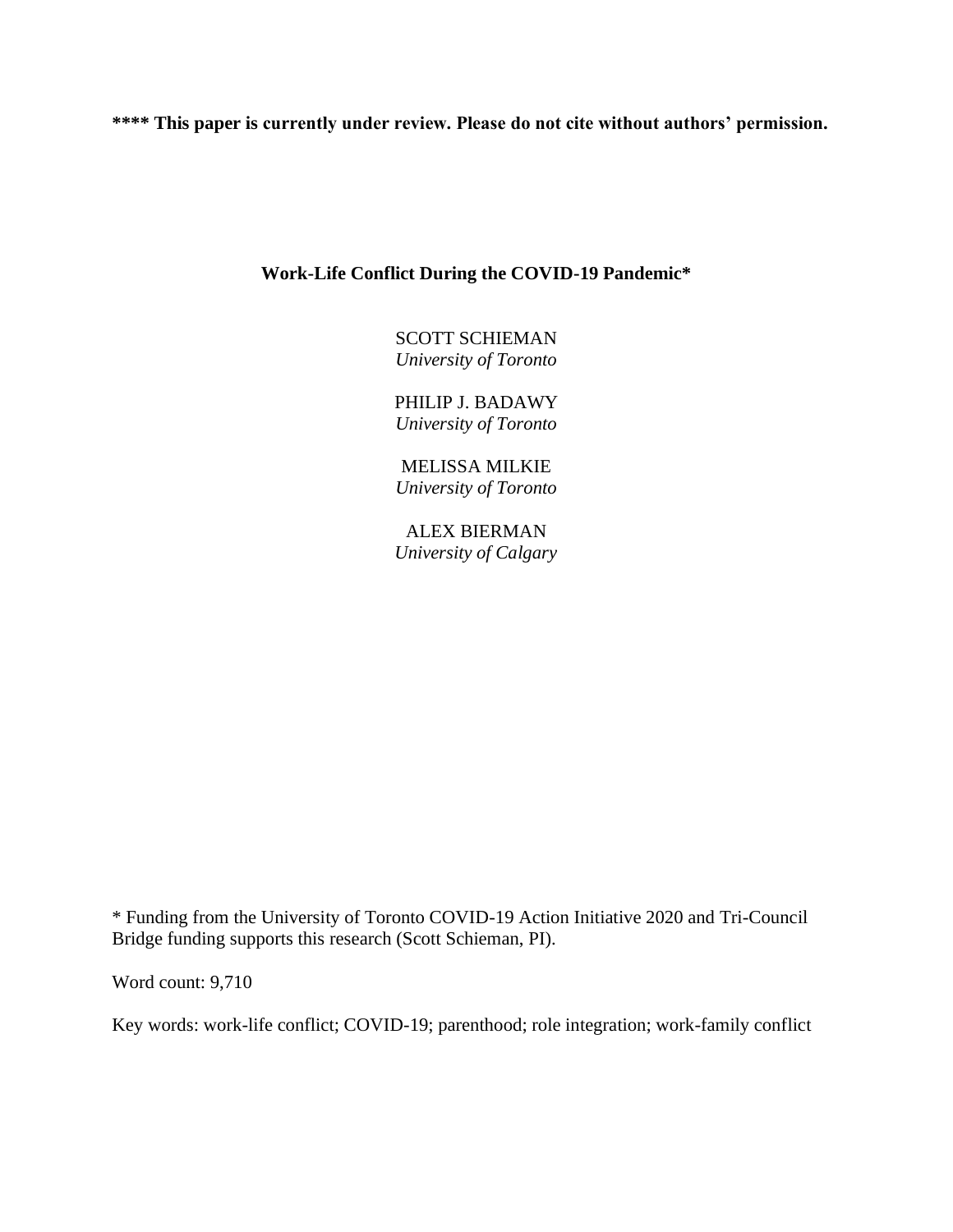**\*\*\*\* This paper is currently under review. Please do not cite without authors' permission.**

# Work-Life Conflict During the COVID-19 Pandemic*

SCOTT SCHIEMAN
*University of Toronto*

PHILIP J. BADAWY
*University of Toronto*

MELISSA MILKIE
*University of Toronto*

ALEX BIERMAN
*University of Calgary*

\* Funding from the University of Toronto COVID-19 Action Initiative 2020 and Tri-Council Bridge funding supports this research (Scott Schieman, PI).

Word count: 9,710

Key words: work-life conflict; COVID-19; parenthood; role integration; work-family conflict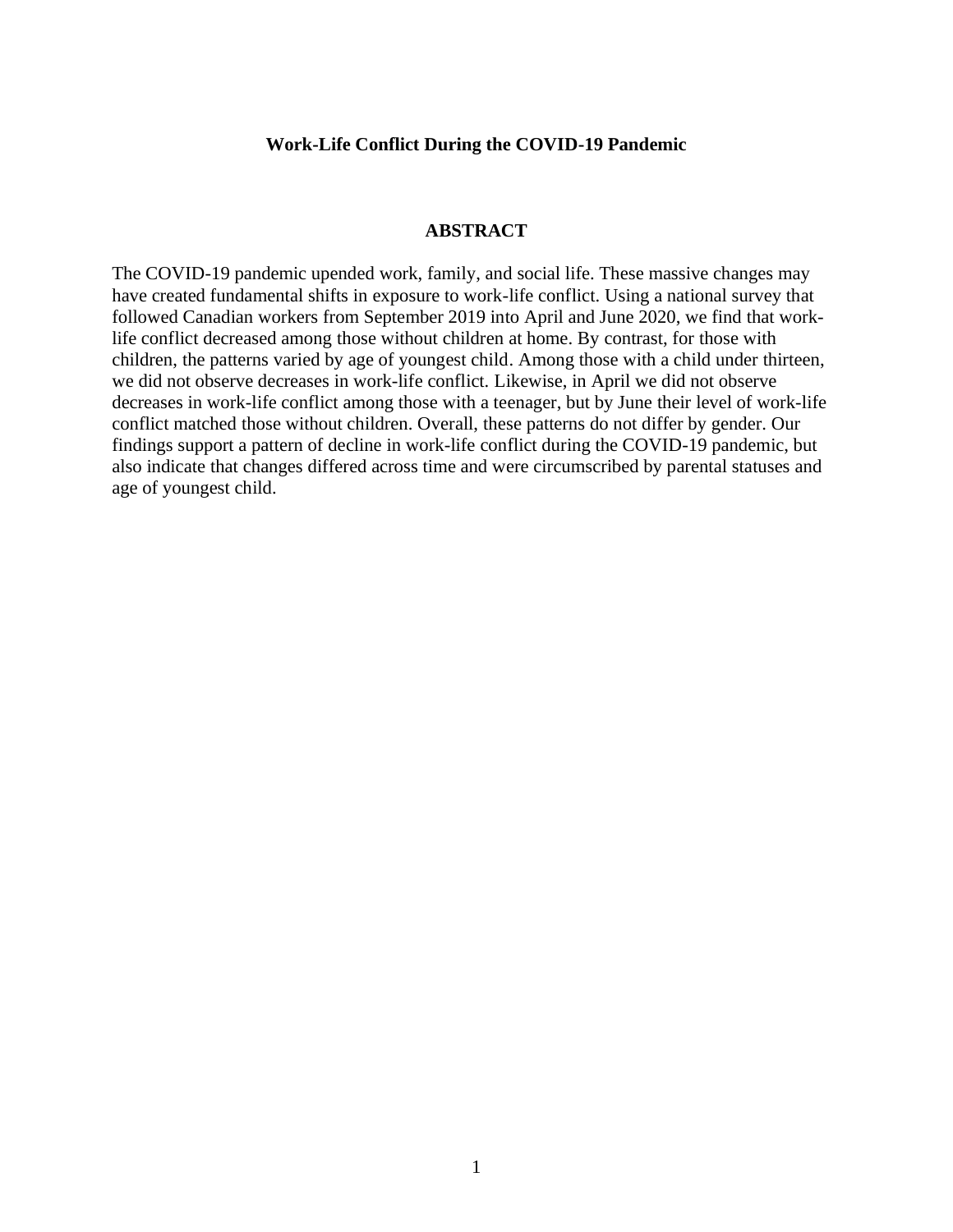**Work-Life Conflict During the COVID-19 Pandemic**

## ABSTRACT

The COVID-19 pandemic upended work, family, and social life. These massive changes may have created fundamental shifts in exposure to work-life conflict. Using a national survey that followed Canadian workers from September 2019 into April and June 2020, we find that work-life conflict decreased among those without children at home. By contrast, for those with children, the patterns varied by age of youngest child. Among those with a child under thirteen, we did not observe decreases in work-life conflict. Likewise, in April we did not observe decreases in work-life conflict among those with a teenager, but by June their level of work-life conflict matched those without children. Overall, these patterns do not differ by gender. Our findings support a pattern of decline in work-life conflict during the COVID-19 pandemic, but also indicate that changes differed across time and were circumscribed by parental statuses and age of youngest child.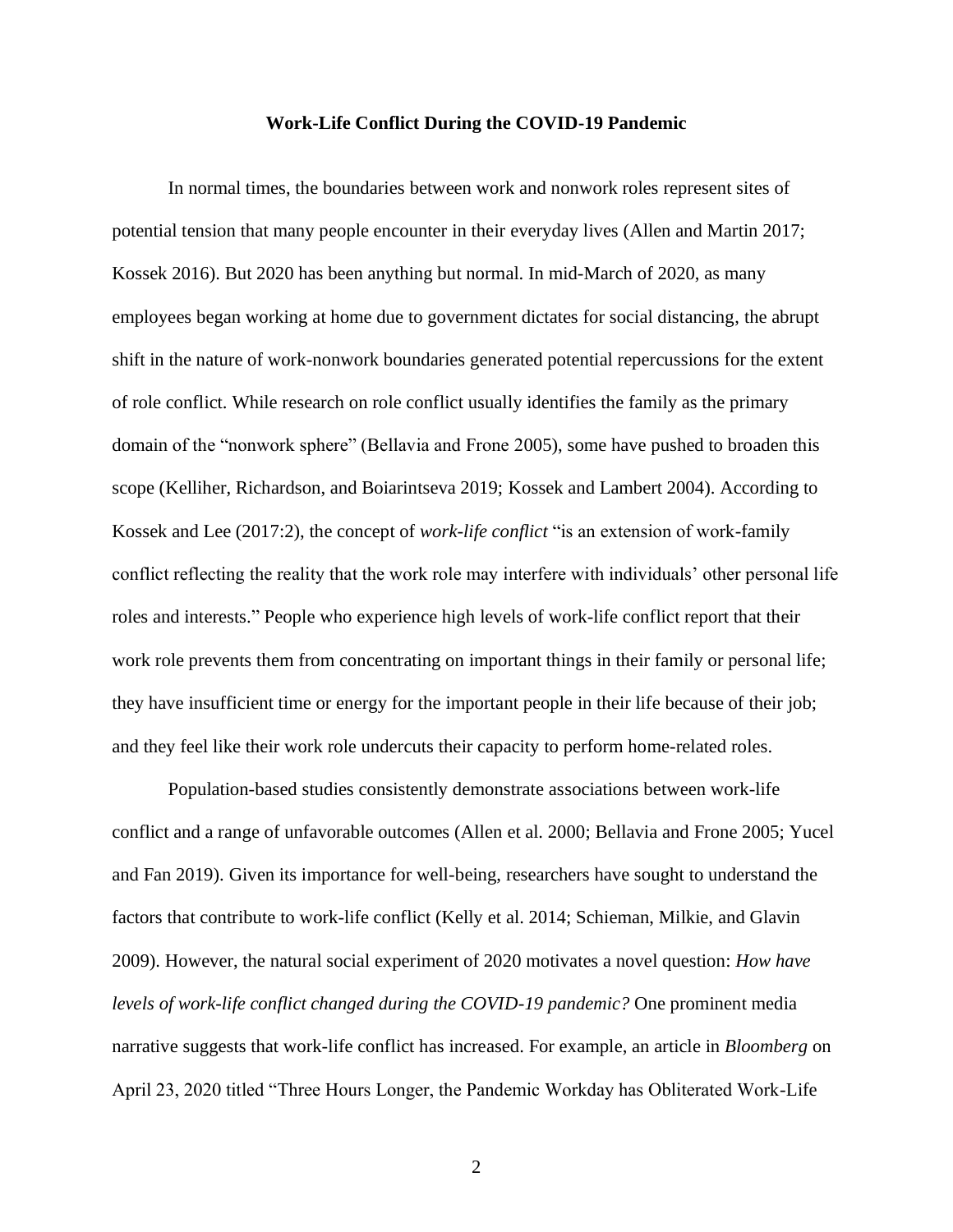**Work-Life Conflict During the COVID-19 Pandemic**

In normal times, the boundaries between work and nonwork roles represent sites of potential tension that many people encounter in their everyday lives (Allen and Martin 2017; Kossek 2016). But 2020 has been anything but normal. In mid-March of 2020, as many employees began working at home due to government dictates for social distancing, the abrupt shift in the nature of work-nonwork boundaries generated potential repercussions for the extent of role conflict. While research on role conflict usually identifies the family as the primary domain of the "nonwork sphere" (Bellavia and Frone 2005), some have pushed to broaden this scope (Kelliher, Richardson, and Boiarintseva 2019; Kossek and Lambert 2004). According to Kossek and Lee (2017:2), the concept of *work-life conflict* "is an extension of work-family conflict reflecting the reality that the work role may interfere with individuals' other personal life roles and interests." People who experience high levels of work-life conflict report that their work role prevents them from concentrating on important things in their family or personal life; they have insufficient time or energy for the important people in their life because of their job; and they feel like their work role undercuts their capacity to perform home-related roles.

Population-based studies consistently demonstrate associations between work-life conflict and a range of unfavorable outcomes (Allen et al. 2000; Bellavia and Frone 2005; Yucel and Fan 2019). Given its importance for well-being, researchers have sought to understand the factors that contribute to work-life conflict (Kelly et al. 2014; Schieman, Milkie, and Glavin 2009). However, the natural social experiment of 2020 motivates a novel question: *How have levels of work-life conflict changed during the COVID-19 pandemic?* One prominent media narrative suggests that work-life conflict has increased. For example, an article in *Bloomberg* on April 23, 2020 titled "Three Hours Longer, the Pandemic Workday has Obliterated Work-Life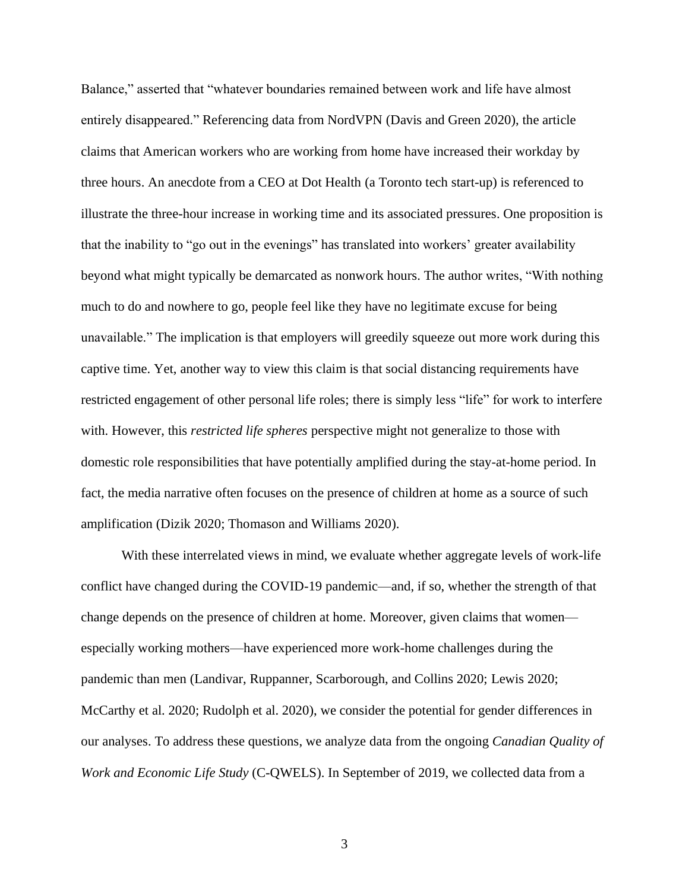Balance," asserted that "whatever boundaries remained between work and life have almost entirely disappeared." Referencing data from NordVPN (Davis and Green 2020), the article claims that American workers who are working from home have increased their workday by three hours. An anecdote from a CEO at Dot Health (a Toronto tech start-up) is referenced to illustrate the three-hour increase in working time and its associated pressures. One proposition is that the inability to "go out in the evenings" has translated into workers' greater availability beyond what might typically be demarcated as nonwork hours. The author writes, "With nothing much to do and nowhere to go, people feel like they have no legitimate excuse for being unavailable." The implication is that employers will greedily squeeze out more work during this captive time. Yet, another way to view this claim is that social distancing requirements have restricted engagement of other personal life roles; there is simply less "life" for work to interfere with. However, this *restricted life spheres* perspective might not generalize to those with domestic role responsibilities that have potentially amplified during the stay-at-home period. In fact, the media narrative often focuses on the presence of children at home as a source of such amplification (Dizik 2020; Thomason and Williams 2020).

With these interrelated views in mind, we evaluate whether aggregate levels of work-life conflict have changed during the COVID-19 pandemic—and, if so, whether the strength of that change depends on the presence of children at home. Moreover, given claims that women—especially working mothers—have experienced more work-home challenges during the pandemic than men (Landivar, Ruppanner, Scarborough, and Collins 2020; Lewis 2020; McCarthy et al. 2020; Rudolph et al. 2020), we consider the potential for gender differences in our analyses. To address these questions, we analyze data from the ongoing *Canadian Quality of Work and Economic Life Study* (C-QWELS). In September of 2019, we collected data from a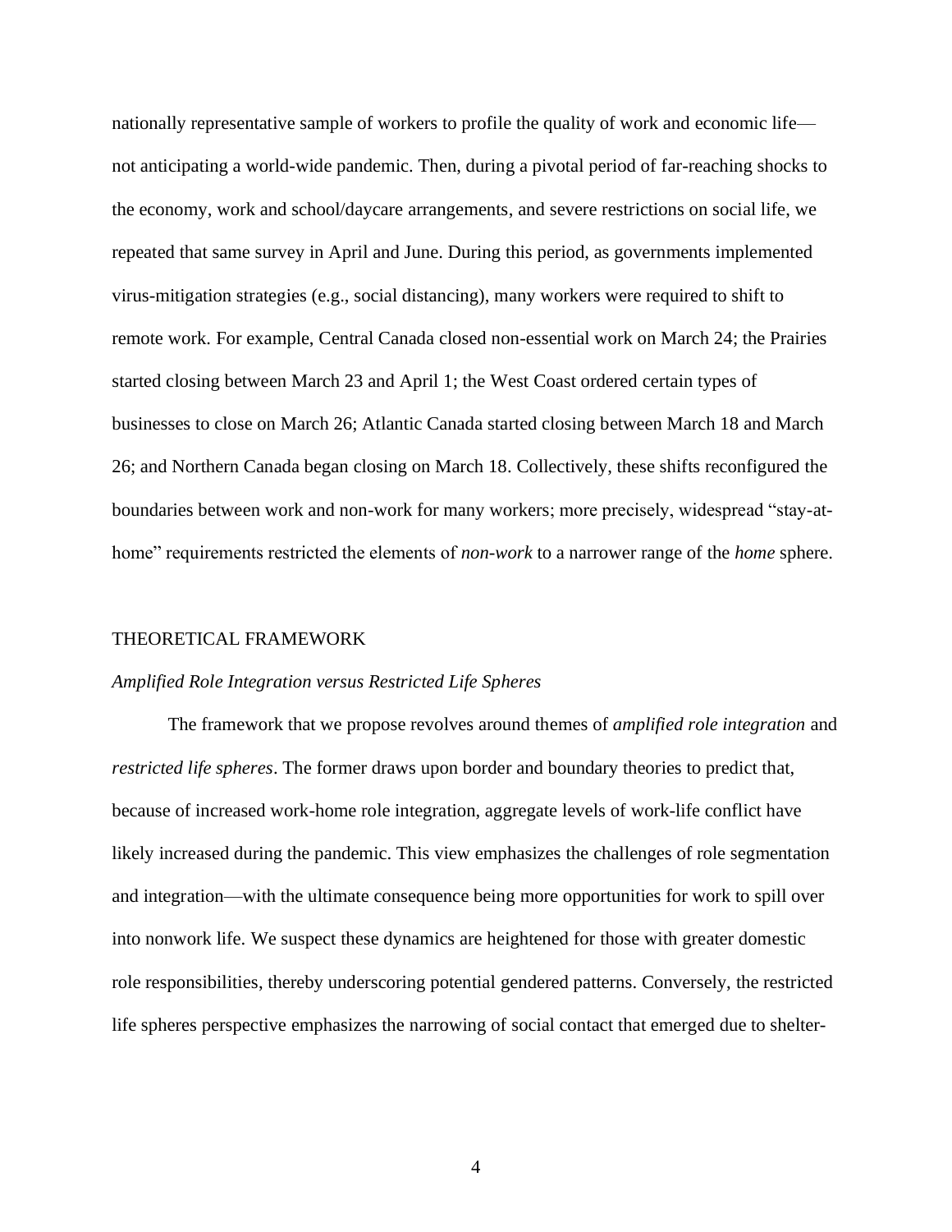nationally representative sample of workers to profile the quality of work and economic life—not anticipating a world-wide pandemic. Then, during a pivotal period of far-reaching shocks to the economy, work and school/daycare arrangements, and severe restrictions on social life, we repeated that same survey in April and June. During this period, as governments implemented virus-mitigation strategies (e.g., social distancing), many workers were required to shift to remote work. For example, Central Canada closed non-essential work on March 24; the Prairies started closing between March 23 and April 1; the West Coast ordered certain types of businesses to close on March 26; Atlantic Canada started closing between March 18 and March 26; and Northern Canada began closing on March 18. Collectively, these shifts reconfigured the boundaries between work and non-work for many workers; more precisely, widespread "stay-at-home" requirements restricted the elements of *non-work* to a narrower range of the *home* sphere.

## THEORETICAL FRAMEWORK

### *Amplified Role Integration versus Restricted Life Spheres*

The framework that we propose revolves around themes of *amplified role integration* and *restricted life spheres*. The former draws upon border and boundary theories to predict that, because of increased work-home role integration, aggregate levels of work-life conflict have likely increased during the pandemic. This view emphasizes the challenges of role segmentation and integration—with the ultimate consequence being more opportunities for work to spill over into nonwork life. We suspect these dynamics are heightened for those with greater domestic role responsibilities, thereby underscoring potential gendered patterns. Conversely, the restricted life spheres perspective emphasizes the narrowing of social contact that emerged due to shelter-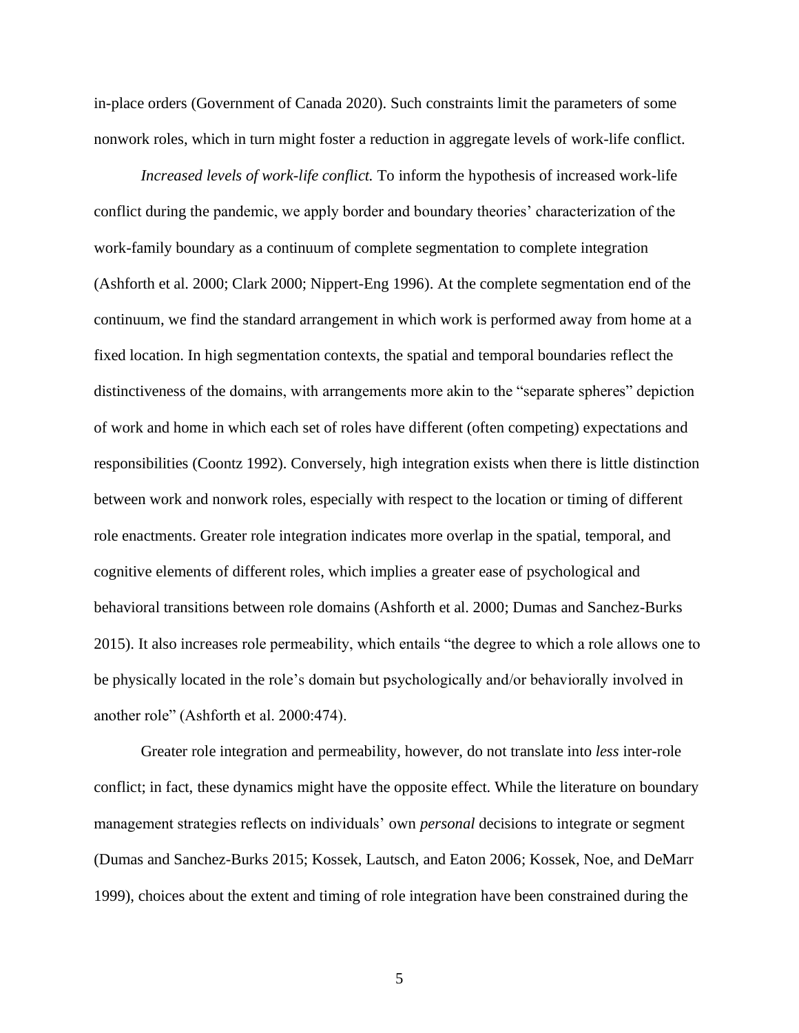in-place orders (Government of Canada 2020). Such constraints limit the parameters of some nonwork roles, which in turn might foster a reduction in aggregate levels of work-life conflict.

*Increased levels of work-life conflict.* To inform the hypothesis of increased work-life conflict during the pandemic, we apply border and boundary theories' characterization of the work-family boundary as a continuum of complete segmentation to complete integration (Ashforth et al. 2000; Clark 2000; Nippert-Eng 1996). At the complete segmentation end of the continuum, we find the standard arrangement in which work is performed away from home at a fixed location. In high segmentation contexts, the spatial and temporal boundaries reflect the distinctiveness of the domains, with arrangements more akin to the "separate spheres" depiction of work and home in which each set of roles have different (often competing) expectations and responsibilities (Coontz 1992). Conversely, high integration exists when there is little distinction between work and nonwork roles, especially with respect to the location or timing of different role enactments. Greater role integration indicates more overlap in the spatial, temporal, and cognitive elements of different roles, which implies a greater ease of psychological and behavioral transitions between role domains (Ashforth et al. 2000; Dumas and Sanchez-Burks 2015). It also increases role permeability, which entails "the degree to which a role allows one to be physically located in the role's domain but psychologically and/or behaviorally involved in another role" (Ashforth et al. 2000:474).

Greater role integration and permeability, however, do not translate into *less* inter-role conflict; in fact, these dynamics might have the opposite effect. While the literature on boundary management strategies reflects on individuals' own *personal* decisions to integrate or segment (Dumas and Sanchez-Burks 2015; Kossek, Lautsch, and Eaton 2006; Kossek, Noe, and DeMarr 1999), choices about the extent and timing of role integration have been constrained during the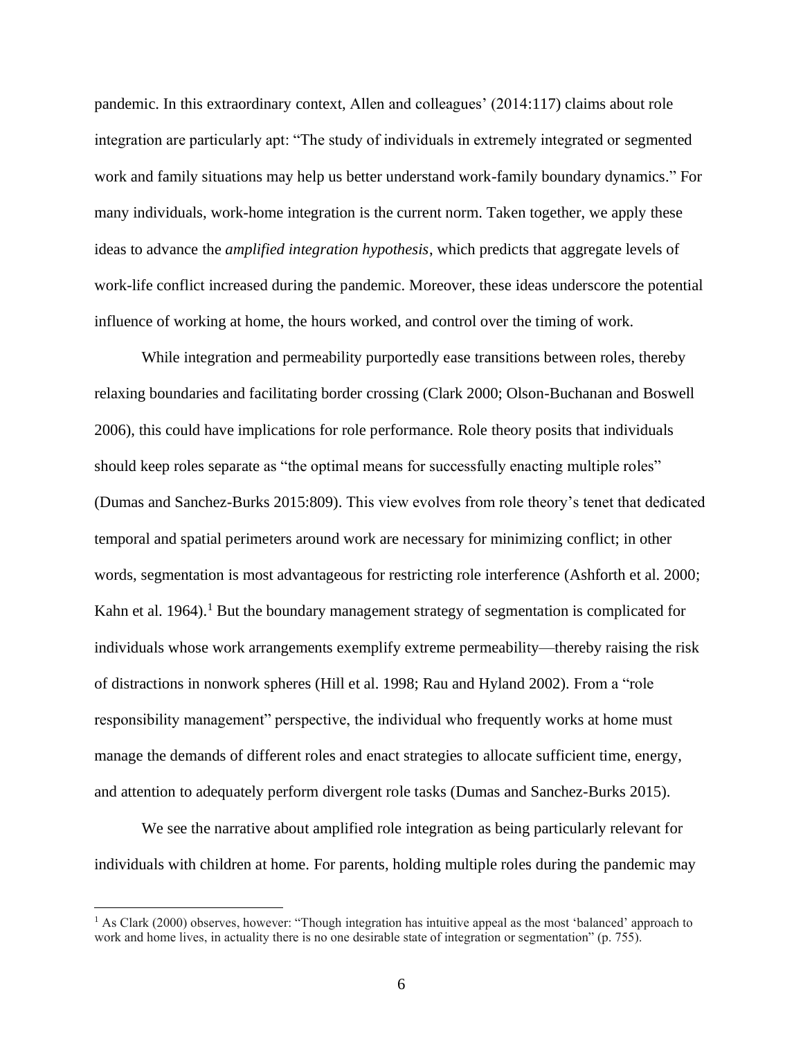pandemic. In this extraordinary context, Allen and colleagues' (2014:117) claims about role integration are particularly apt: "The study of individuals in extremely integrated or segmented work and family situations may help us better understand work-family boundary dynamics." For many individuals, work-home integration is the current norm. Taken together, we apply these ideas to advance the *amplified integration hypothesis*, which predicts that aggregate levels of work-life conflict increased during the pandemic. Moreover, these ideas underscore the potential influence of working at home, the hours worked, and control over the timing of work.

While integration and permeability purportedly ease transitions between roles, thereby relaxing boundaries and facilitating border crossing (Clark 2000; Olson-Buchanan and Boswell 2006), this could have implications for role performance. Role theory posits that individuals should keep roles separate as "the optimal means for successfully enacting multiple roles" (Dumas and Sanchez-Burks 2015:809). This view evolves from role theory's tenet that dedicated temporal and spatial perimeters around work are necessary for minimizing conflict; in other words, segmentation is most advantageous for restricting role interference (Ashforth et al. 2000; Kahn et al. 1964).[1] But the boundary management strategy of segmentation is complicated for individuals whose work arrangements exemplify extreme permeability—thereby raising the risk of distractions in nonwork spheres (Hill et al. 1998; Rau and Hyland 2002). From a "role responsibility management" perspective, the individual who frequently works at home must manage the demands of different roles and enact strategies to allocate sufficient time, energy, and attention to adequately perform divergent role tasks (Dumas and Sanchez-Burks 2015).

We see the narrative about amplified role integration as being particularly relevant for individuals with children at home. For parents, holding multiple roles during the pandemic may

[1] As Clark (2000) observes, however: "Though integration has intuitive appeal as the most 'balanced' approach to work and home lives, in actuality there is no one desirable state of integration or segmentation" (p. 755).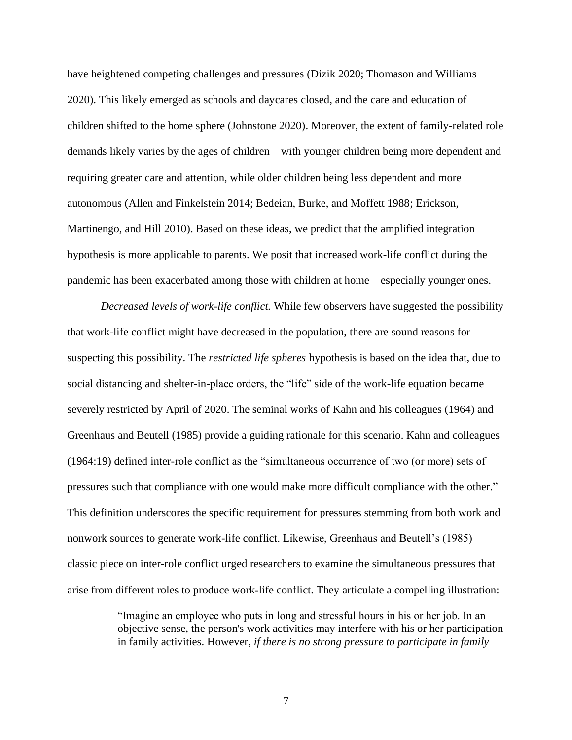have heightened competing challenges and pressures (Dizik 2020; Thomason and Williams 2020). This likely emerged as schools and daycares closed, and the care and education of children shifted to the home sphere (Johnstone 2020). Moreover, the extent of family-related role demands likely varies by the ages of children—with younger children being more dependent and requiring greater care and attention, while older children being less dependent and more autonomous (Allen and Finkelstein 2014; Bedeian, Burke, and Moffett 1988; Erickson, Martinengo, and Hill 2010). Based on these ideas, we predict that the amplified integration hypothesis is more applicable to parents. We posit that increased work-life conflict during the pandemic has been exacerbated among those with children at home—especially younger ones.

*Decreased levels of work-life conflict.* While few observers have suggested the possibility that work-life conflict might have decreased in the population, there are sound reasons for suspecting this possibility. The *restricted life spheres* hypothesis is based on the idea that, due to social distancing and shelter-in-place orders, the "life" side of the work-life equation became severely restricted by April of 2020. The seminal works of Kahn and his colleagues (1964) and Greenhaus and Beutell (1985) provide a guiding rationale for this scenario. Kahn and colleagues (1964:19) defined inter-role conflict as the "simultaneous occurrence of two (or more) sets of pressures such that compliance with one would make more difficult compliance with the other." This definition underscores the specific requirement for pressures stemming from both work and nonwork sources to generate work-life conflict. Likewise, Greenhaus and Beutell's (1985) classic piece on inter-role conflict urged researchers to examine the simultaneous pressures that arise from different roles to produce work-life conflict. They articulate a compelling illustration:

> "Imagine an employee who puts in long and stressful hours in his or her job. In an objective sense, the person's work activities may interfere with his or her participation in family activities. However, *if there is no strong pressure to participate in family*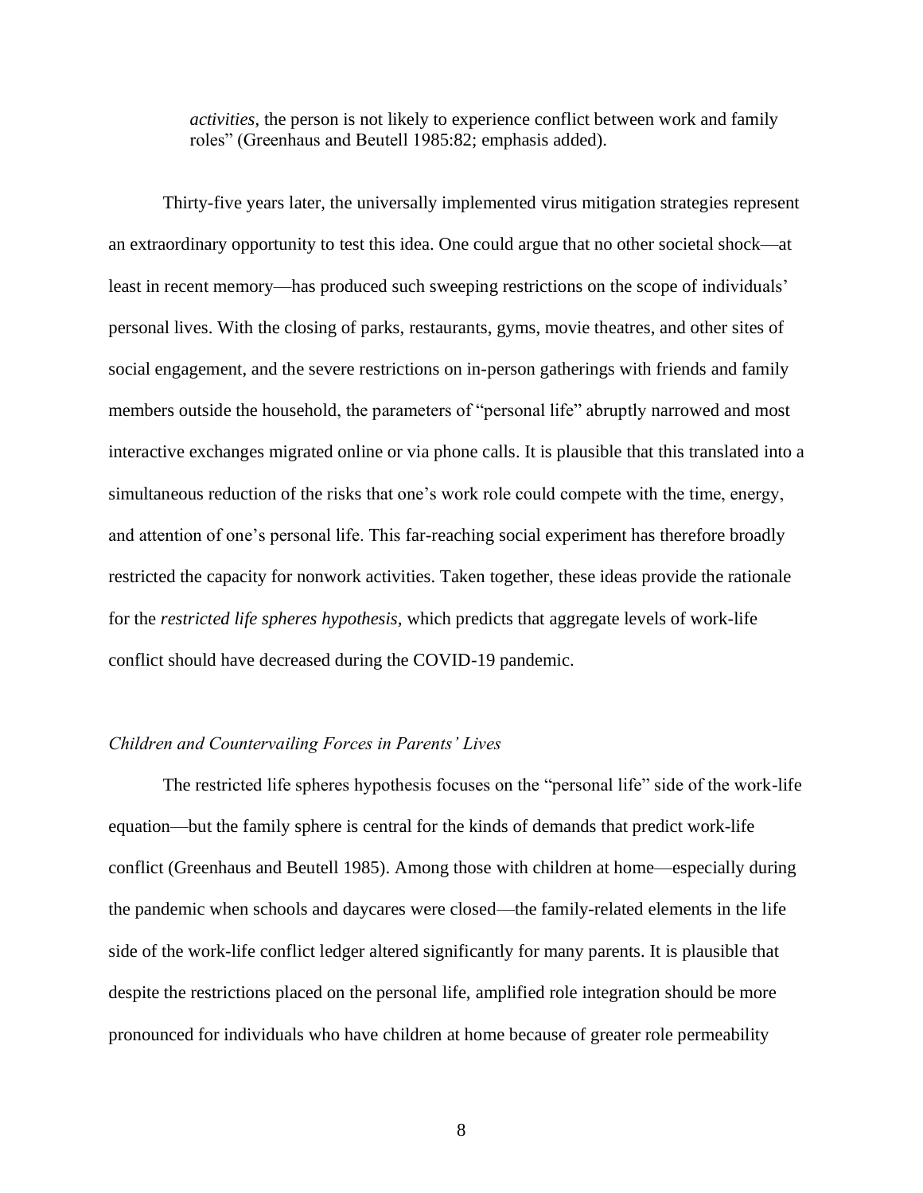*activities*, the person is not likely to experience conflict between work and family roles" (Greenhaus and Beutell 1985:82; emphasis added).

Thirty-five years later, the universally implemented virus mitigation strategies represent an extraordinary opportunity to test this idea. One could argue that no other societal shock—at least in recent memory—has produced such sweeping restrictions on the scope of individuals' personal lives. With the closing of parks, restaurants, gyms, movie theatres, and other sites of social engagement, and the severe restrictions on in-person gatherings with friends and family members outside the household, the parameters of "personal life" abruptly narrowed and most interactive exchanges migrated online or via phone calls. It is plausible that this translated into a simultaneous reduction of the risks that one's work role could compete with the time, energy, and attention of one's personal life. This far-reaching social experiment has therefore broadly restricted the capacity for nonwork activities. Taken together, these ideas provide the rationale for the *restricted life spheres hypothesis*, which predicts that aggregate levels of work-life conflict should have decreased during the COVID-19 pandemic.

### *Children and Countervailing Forces in Parents' Lives*

The restricted life spheres hypothesis focuses on the "personal life" side of the work-life equation—but the family sphere is central for the kinds of demands that predict work-life conflict (Greenhaus and Beutell 1985). Among those with children at home—especially during the pandemic when schools and daycares were closed—the family-related elements in the life side of the work-life conflict ledger altered significantly for many parents. It is plausible that despite the restrictions placed on the personal life, amplified role integration should be more pronounced for individuals who have children at home because of greater role permeability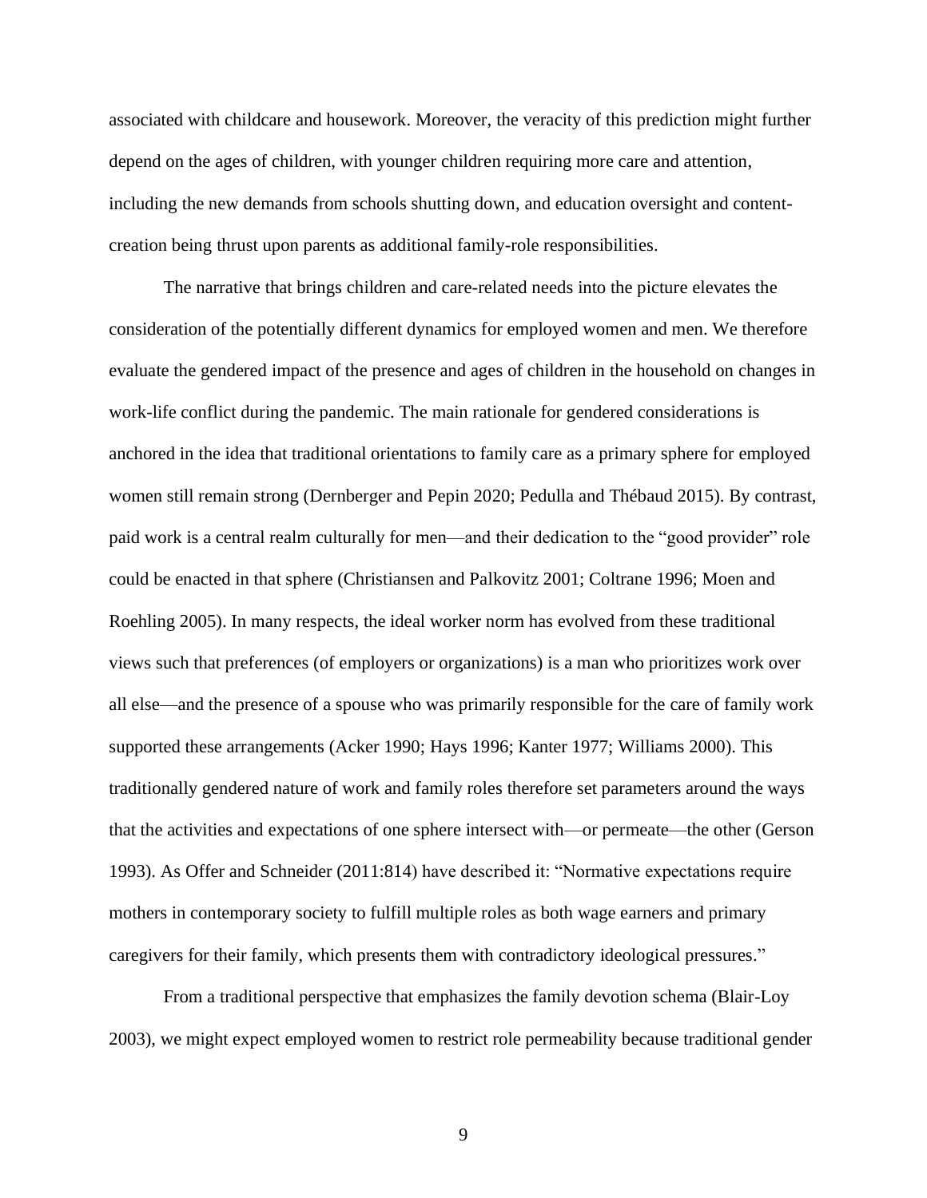associated with childcare and housework. Moreover, the veracity of this prediction might further depend on the ages of children, with younger children requiring more care and attention, including the new demands from schools shutting down, and education oversight and content-creation being thrust upon parents as additional family-role responsibilities.

The narrative that brings children and care-related needs into the picture elevates the consideration of the potentially different dynamics for employed women and men. We therefore evaluate the gendered impact of the presence and ages of children in the household on changes in work-life conflict during the pandemic. The main rationale for gendered considerations is anchored in the idea that traditional orientations to family care as a primary sphere for employed women still remain strong (Dernberger and Pepin 2020; Pedulla and Thébaud 2015). By contrast, paid work is a central realm culturally for men—and their dedication to the "good provider" role could be enacted in that sphere (Christiansen and Palkovitz 2001; Coltrane 1996; Moen and Roehling 2005). In many respects, the ideal worker norm has evolved from these traditional views such that preferences (of employers or organizations) is a man who prioritizes work over all else—and the presence of a spouse who was primarily responsible for the care of family work supported these arrangements (Acker 1990; Hays 1996; Kanter 1977; Williams 2000). This traditionally gendered nature of work and family roles therefore set parameters around the ways that the activities and expectations of one sphere intersect with—or permeate—the other (Gerson 1993). As Offer and Schneider (2011:814) have described it: "Normative expectations require mothers in contemporary society to fulfill multiple roles as both wage earners and primary caregivers for their family, which presents them with contradictory ideological pressures."

From a traditional perspective that emphasizes the family devotion schema (Blair-Loy 2003), we might expect employed women to restrict role permeability because traditional gender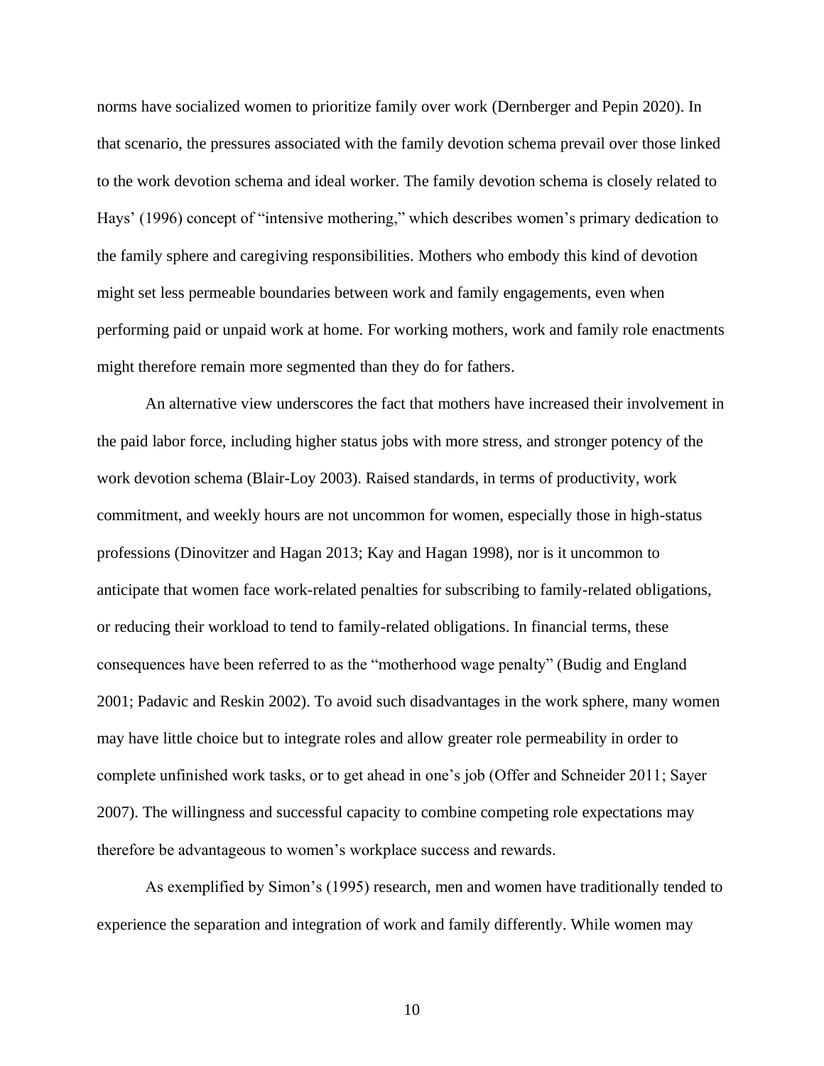norms have socialized women to prioritize family over work (Dernberger and Pepin 2020). In that scenario, the pressures associated with the family devotion schema prevail over those linked to the work devotion schema and ideal worker. The family devotion schema is closely related to Hays' (1996) concept of "intensive mothering," which describes women's primary dedication to the family sphere and caregiving responsibilities. Mothers who embody this kind of devotion might set less permeable boundaries between work and family engagements, even when performing paid or unpaid work at home. For working mothers, work and family role enactments might therefore remain more segmented than they do for fathers.

An alternative view underscores the fact that mothers have increased their involvement in the paid labor force, including higher status jobs with more stress, and stronger potency of the work devotion schema (Blair-Loy 2003). Raised standards, in terms of productivity, work commitment, and weekly hours are not uncommon for women, especially those in high-status professions (Dinovitzer and Hagan 2013; Kay and Hagan 1998), nor is it uncommon to anticipate that women face work-related penalties for subscribing to family-related obligations, or reducing their workload to tend to family-related obligations. In financial terms, these consequences have been referred to as the "motherhood wage penalty" (Budig and England 2001; Padavic and Reskin 2002). To avoid such disadvantages in the work sphere, many women may have little choice but to integrate roles and allow greater role permeability in order to complete unfinished work tasks, or to get ahead in one's job (Offer and Schneider 2011; Sayer 2007). The willingness and successful capacity to combine competing role expectations may therefore be advantageous to women's workplace success and rewards.

As exemplified by Simon's (1995) research, men and women have traditionally tended to experience the separation and integration of work and family differently. While women may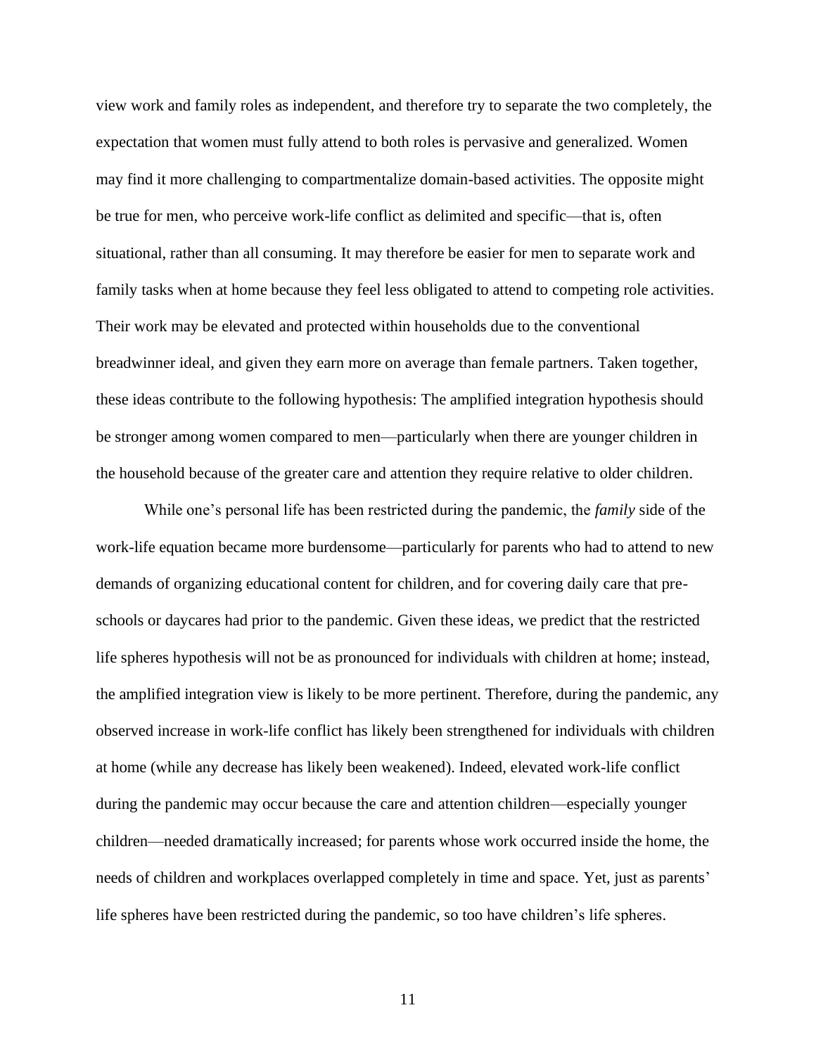view work and family roles as independent, and therefore try to separate the two completely, the expectation that women must fully attend to both roles is pervasive and generalized. Women may find it more challenging to compartmentalize domain-based activities. The opposite might be true for men, who perceive work-life conflict as delimited and specific—that is, often situational, rather than all consuming. It may therefore be easier for men to separate work and family tasks when at home because they feel less obligated to attend to competing role activities. Their work may be elevated and protected within households due to the conventional breadwinner ideal, and given they earn more on average than female partners. Taken together, these ideas contribute to the following hypothesis: The amplified integration hypothesis should be stronger among women compared to men—particularly when there are younger children in the household because of the greater care and attention they require relative to older children.

While one's personal life has been restricted during the pandemic, the *family* side of the work-life equation became more burdensome—particularly for parents who had to attend to new demands of organizing educational content for children, and for covering daily care that pre-schools or daycares had prior to the pandemic. Given these ideas, we predict that the restricted life spheres hypothesis will not be as pronounced for individuals with children at home; instead, the amplified integration view is likely to be more pertinent. Therefore, during the pandemic, any observed increase in work-life conflict has likely been strengthened for individuals with children at home (while any decrease has likely been weakened). Indeed, elevated work-life conflict during the pandemic may occur because the care and attention children—especially younger children—needed dramatically increased; for parents whose work occurred inside the home, the needs of children and workplaces overlapped completely in time and space. Yet, just as parents' life spheres have been restricted during the pandemic, so too have children's life spheres.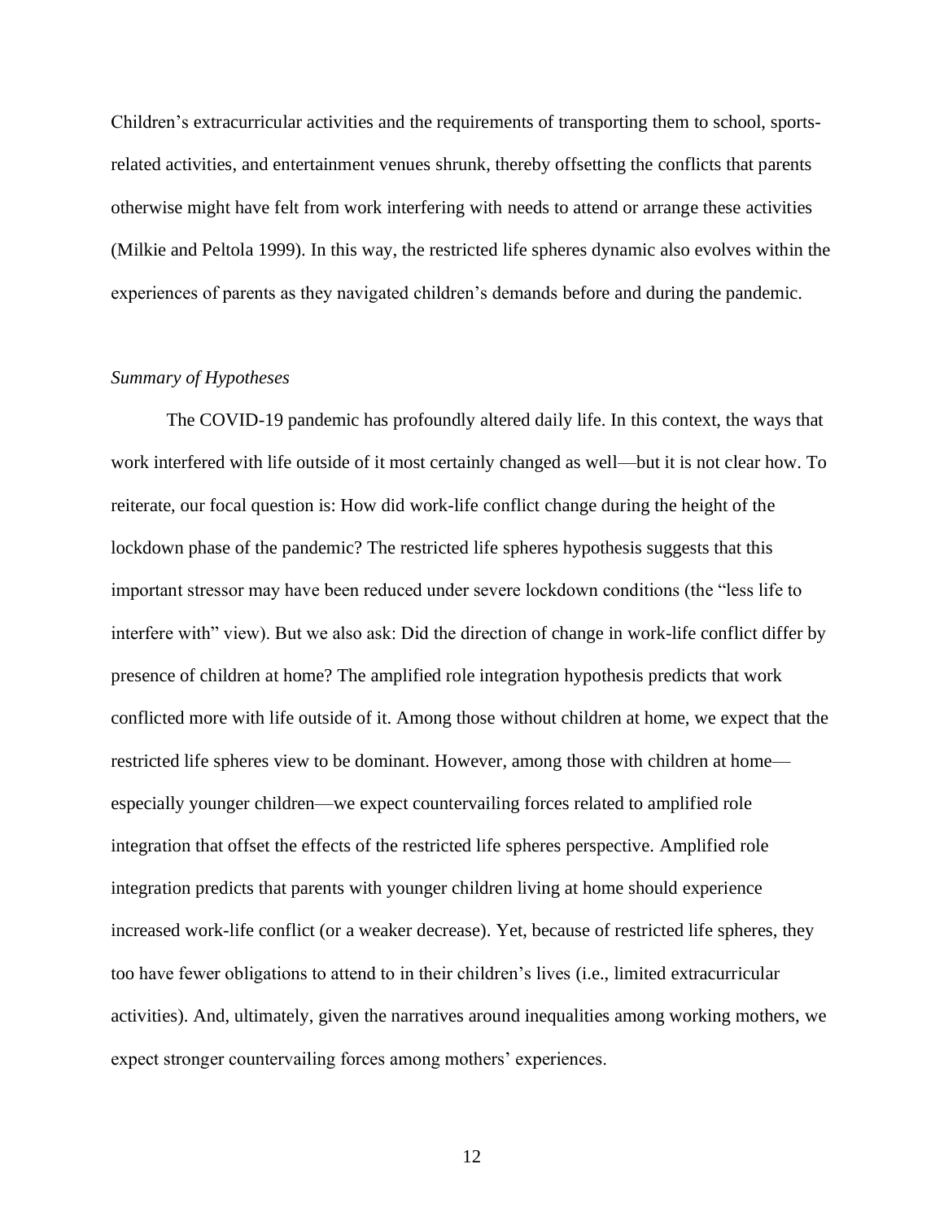Children's extracurricular activities and the requirements of transporting them to school, sports-related activities, and entertainment venues shrunk, thereby offsetting the conflicts that parents otherwise might have felt from work interfering with needs to attend or arrange these activities (Milkie and Peltola 1999). In this way, the restricted life spheres dynamic also evolves within the experiences of parents as they navigated children's demands before and during the pandemic.

*Summary of Hypotheses*

The COVID-19 pandemic has profoundly altered daily life. In this context, the ways that work interfered with life outside of it most certainly changed as well—but it is not clear how. To reiterate, our focal question is: How did work-life conflict change during the height of the lockdown phase of the pandemic? The restricted life spheres hypothesis suggests that this important stressor may have been reduced under severe lockdown conditions (the "less life to interfere with" view). But we also ask: Did the direction of change in work-life conflict differ by presence of children at home? The amplified role integration hypothesis predicts that work conflicted more with life outside of it. Among those without children at home, we expect that the restricted life spheres view to be dominant. However, among those with children at home—especially younger children—we expect countervailing forces related to amplified role integration that offset the effects of the restricted life spheres perspective. Amplified role integration predicts that parents with younger children living at home should experience increased work-life conflict (or a weaker decrease). Yet, because of restricted life spheres, they too have fewer obligations to attend to in their children's lives (i.e., limited extracurricular activities). And, ultimately, given the narratives around inequalities among working mothers, we expect stronger countervailing forces among mothers' experiences.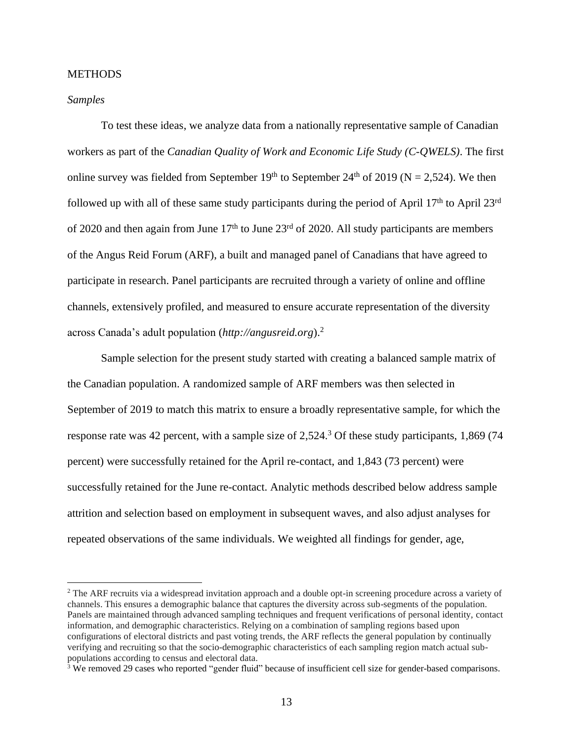## METHODS

### *Samples*

To test these ideas, we analyze data from a nationally representative sample of Canadian workers as part of the *Canadian Quality of Work and Economic Life Study (C-QWELS)*. The first online survey was fielded from September 19th to September 24th of 2019 (N = 2,524). We then followed up with all of these same study participants during the period of April 17th to April 23rd of 2020 and then again from June 17th to June 23rd of 2020. All study participants are members of the Angus Reid Forum (ARF), a built and managed panel of Canadians that have agreed to participate in research. Panel participants are recruited through a variety of online and offline channels, extensively profiled, and measured to ensure accurate representation of the diversity across Canada's adult population (*http://angusreid.org*).[2]

Sample selection for the present study started with creating a balanced sample matrix of the Canadian population. A randomized sample of ARF members was then selected in September of 2019 to match this matrix to ensure a broadly representative sample, for which the response rate was 42 percent, with a sample size of 2,524.[3] Of these study participants, 1,869 (74 percent) were successfully retained for the April re-contact, and 1,843 (73 percent) were successfully retained for the June re-contact. Analytic methods described below address sample attrition and selection based on employment in subsequent waves, and also adjust analyses for repeated observations of the same individuals. We weighted all findings for gender, age,

[2] The ARF recruits via a widespread invitation approach and a double opt-in screening procedure across a variety of channels. This ensures a demographic balance that captures the diversity across sub-segments of the population. Panels are maintained through advanced sampling techniques and frequent verifications of personal identity, contact information, and demographic characteristics. Relying on a combination of sampling regions based upon configurations of electoral districts and past voting trends, the ARF reflects the general population by continually verifying and recruiting so that the socio-demographic characteristics of each sampling region match actual sub-populations according to census and electoral data.

[3] We removed 29 cases who reported "gender fluid" because of insufficient cell size for gender-based comparisons.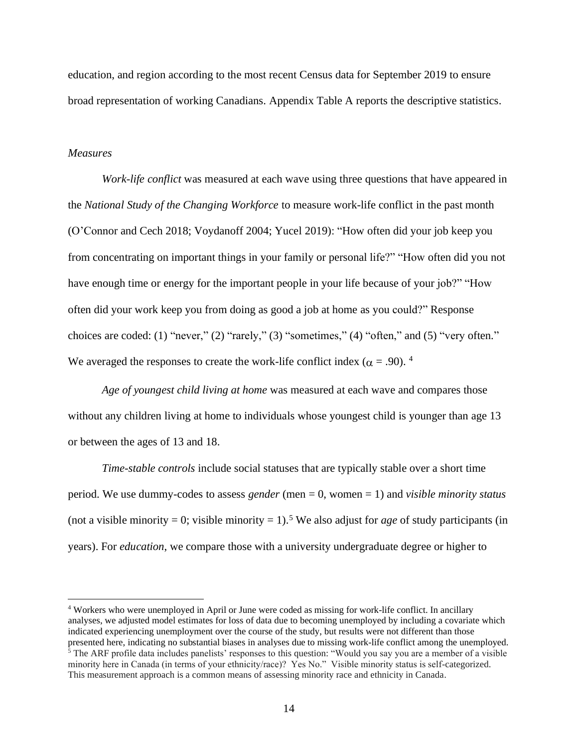education, and region according to the most recent Census data for September 2019 to ensure broad representation of working Canadians. Appendix Table A reports the descriptive statistics.

*Measures*

*Work-life conflict* was measured at each wave using three questions that have appeared in the *National Study of the Changing Workforce* to measure work-life conflict in the past month (O'Connor and Cech 2018; Voydanoff 2004; Yucel 2019): "How often did your job keep you from concentrating on important things in your family or personal life?" "How often did you not have enough time or energy for the important people in your life because of your job?" "How often did your work keep you from doing as good a job at home as you could?" Response choices are coded: (1) "never," (2) "rarely," (3) "sometimes," (4) "often," and (5) "very often." We averaged the responses to create the work-life conflict index ($\alpha$ = .90). [4]

*Age of youngest child living at home* was measured at each wave and compares those without any children living at home to individuals whose youngest child is younger than age 13 or between the ages of 13 and 18.

*Time-stable controls* include social statuses that are typically stable over a short time period. We use dummy-codes to assess *gender* (men = 0, women = 1) and *visible minority status* (not a visible minority = 0; visible minority = 1).[5] We also adjust for *age* of study participants (in years). For *education*, we compare those with a university undergraduate degree or higher to

---

[4] Workers who were unemployed in April or June were coded as missing for work-life conflict. In ancillary analyses, we adjusted model estimates for loss of data due to becoming unemployed by including a covariate which indicated experiencing unemployment over the course of the study, but results were not different than those presented here, indicating no substantial biases in analyses due to missing work-life conflict among the unemployed.

[5] The ARF profile data includes panelists' responses to this question: "Would you say you are a member of a visible minority here in Canada (in terms of your ethnicity/race)? Yes No." Visible minority status is self-categorized. This measurement approach is a common means of assessing minority race and ethnicity in Canada.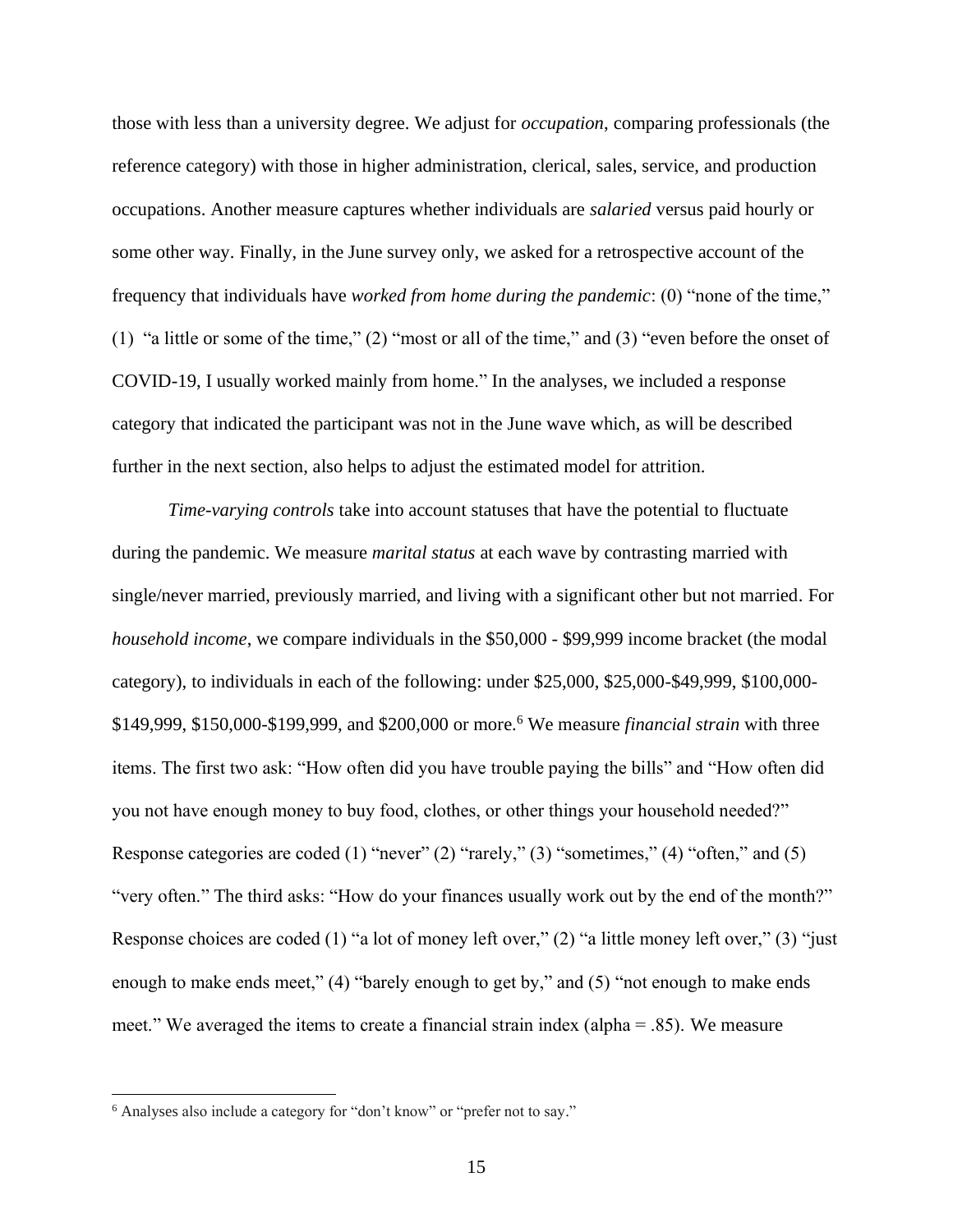those with less than a university degree. We adjust for *occupation*, comparing professionals (the reference category) with those in higher administration, clerical, sales, service, and production occupations. Another measure captures whether individuals are *salaried* versus paid hourly or some other way. Finally, in the June survey only, we asked for a retrospective account of the frequency that individuals have *worked from home during the pandemic*: (0) "none of the time," (1) "a little or some of the time," (2) "most or all of the time," and (3) "even before the onset of COVID-19, I usually worked mainly from home." In the analyses, we included a response category that indicated the participant was not in the June wave which, as will be described further in the next section, also helps to adjust the estimated model for attrition.

*Time-varying controls* take into account statuses that have the potential to fluctuate during the pandemic. We measure *marital status* at each wave by contrasting married with single/never married, previously married, and living with a significant other but not married. For *household income*, we compare individuals in the $50,000 - $99,999 income bracket (the modal category), to individuals in each of the following: under $25,000, $25,000-$49,999, $100,000-$149,999, $150,000-$199,999, and $200,000 or more.[6] We measure *financial strain* with three items. The first two ask: "How often did you have trouble paying the bills" and "How often did you not have enough money to buy food, clothes, or other things your household needed?" Response categories are coded (1) "never" (2) "rarely," (3) "sometimes," (4) "often," and (5) "very often." The third asks: "How do your finances usually work out by the end of the month?" Response choices are coded (1) "a lot of money left over," (2) "a little money left over," (3) "just enough to make ends meet," (4) "barely enough to get by," and (5) "not enough to make ends meet." We averaged the items to create a financial strain index (alpha = .85). We measure

[6] Analyses also include a category for "don't know" or "prefer not to say."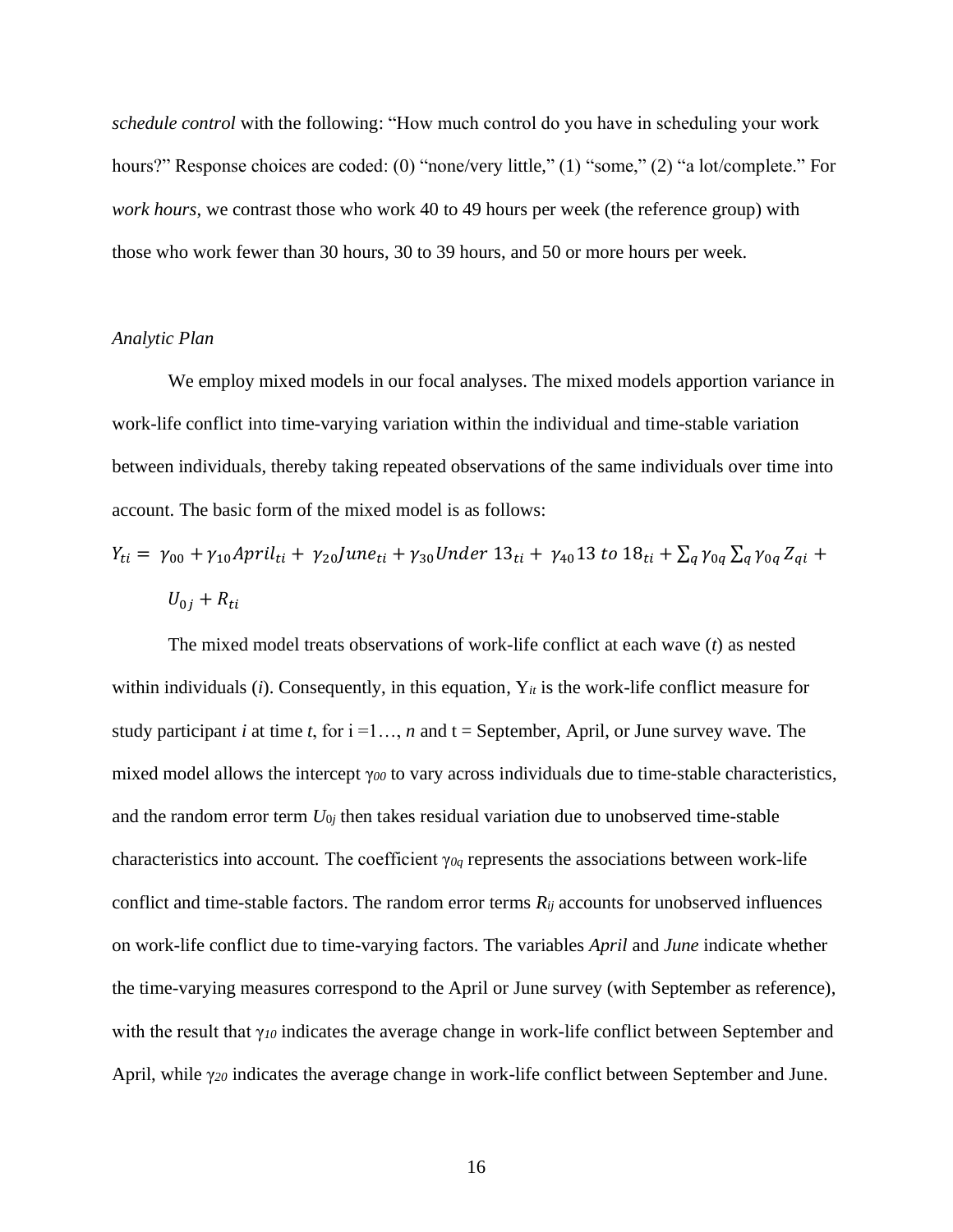*schedule control* with the following: "How much control do you have in scheduling your work hours?" Response choices are coded: (0) "none/very little," (1) "some," (2) "a lot/complete." For *work hours*, we contrast those who work 40 to 49 hours per week (the reference group) with those who work fewer than 30 hours, 30 to 39 hours, and 50 or more hours per week.

### *Analytic Plan*

We employ mixed models in our focal analyses. The mixed models apportion variance in work-life conflict into time-varying variation within the individual and time-stable variation between individuals, thereby taking repeated observations of the same individuals over time into account. The basic form of the mixed model is as follows:

$$Y_{ti} = \gamma_{00} + \gamma_{10} April_{ti} + \gamma_{20} June_{ti} + \gamma_{30} Under\ 13_{ti} + \gamma_{40} 13\ to\ 18_{ti} + \sum_q \gamma_{0q} \sum_q \gamma_{0q} Z_{qi} + U_{0j} + R_{ti}$$

The mixed model treats observations of work-life conflict at each wave (*t*) as nested within individuals (*i*). Consequently, in this equation, $Y_{it}$ is the work-life conflict measure for study participant *i* at time *t*, for i =1…, *n* and t = September, April, or June survey wave. The mixed model allows the intercept $\gamma_{00}$ to vary across individuals due to time-stable characteristics, and the random error term $U_{0j}$ then takes residual variation due to unobserved time-stable characteristics into account. The coefficient $\gamma_{0q}$ represents the associations between work-life conflict and time-stable factors. The random error terms $R_{ij}$ accounts for unobserved influences on work-life conflict due to time-varying factors. The variables *April* and *June* indicate whether the time-varying measures correspond to the April or June survey (with September as reference), with the result that $\gamma_{10}$ indicates the average change in work-life conflict between September and April, while $\gamma_{20}$ indicates the average change in work-life conflict between September and June.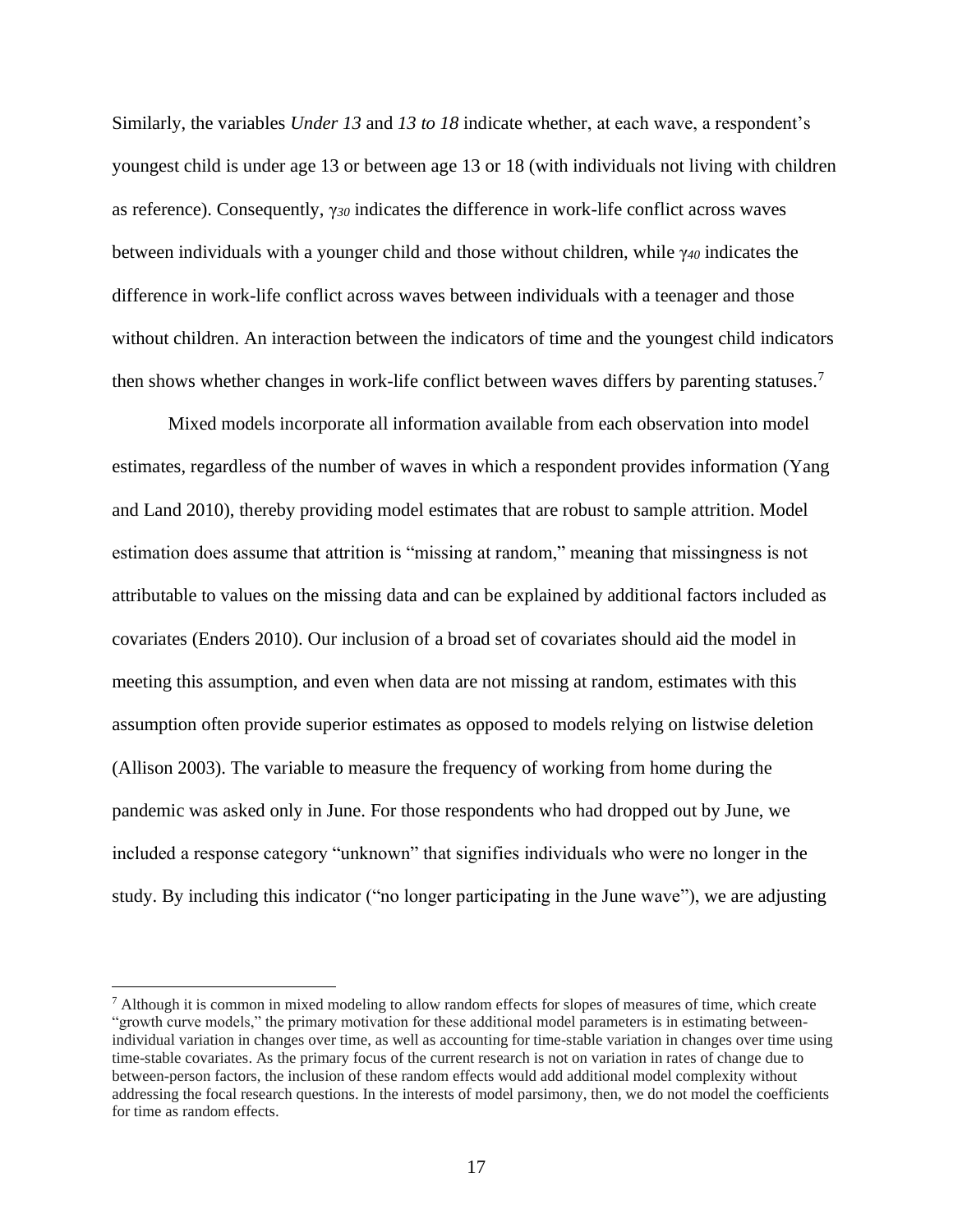Similarly, the variables *Under 13* and *13 to 18* indicate whether, at each wave, a respondent's youngest child is under age 13 or between age 13 or 18 (with individuals not living with children as reference). Consequently, $\gamma_{30}$ indicates the difference in work-life conflict across waves between individuals with a younger child and those without children, while $\gamma_{40}$ indicates the difference in work-life conflict across waves between individuals with a teenager and those without children. An interaction between the indicators of time and the youngest child indicators then shows whether changes in work-life conflict between waves differs by parenting statuses.[7]

Mixed models incorporate all information available from each observation into model estimates, regardless of the number of waves in which a respondent provides information (Yang and Land 2010), thereby providing model estimates that are robust to sample attrition. Model estimation does assume that attrition is "missing at random," meaning that missingness is not attributable to values on the missing data and can be explained by additional factors included as covariates (Enders 2010). Our inclusion of a broad set of covariates should aid the model in meeting this assumption, and even when data are not missing at random, estimates with this assumption often provide superior estimates as opposed to models relying on listwise deletion (Allison 2003). The variable to measure the frequency of working from home during the pandemic was asked only in June. For those respondents who had dropped out by June, we included a response category "unknown" that signifies individuals who were no longer in the study. By including this indicator ("no longer participating in the June wave"), we are adjusting

[7] Although it is common in mixed modeling to allow random effects for slopes of measures of time, which create "growth curve models," the primary motivation for these additional model parameters is in estimating between-individual variation in changes over time, as well as accounting for time-stable variation in changes over time using time-stable covariates. As the primary focus of the current research is not on variation in rates of change due to between-person factors, the inclusion of these random effects would add additional model complexity without addressing the focal research questions. In the interests of model parsimony, then, we do not model the coefficients for time as random effects.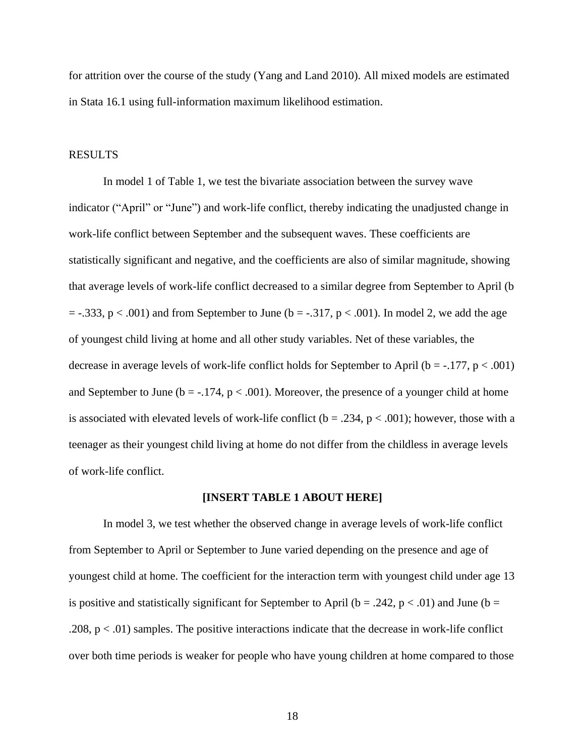for attrition over the course of the study (Yang and Land 2010). All mixed models are estimated in Stata 16.1 using full-information maximum likelihood estimation.

## RESULTS

In model 1 of Table 1, we test the bivariate association between the survey wave indicator ("April" or "June") and work-life conflict, thereby indicating the unadjusted change in work-life conflict between September and the subsequent waves. These coefficients are statistically significant and negative, and the coefficients are also of similar magnitude, showing that average levels of work-life conflict decreased to a similar degree from September to April ($b = -.333$, $p < .001$) and from September to June ($b = -.317$, $p < .001$). In model 2, we add the age of youngest child living at home and all other study variables. Net of these variables, the decrease in average levels of work-life conflict holds for September to April ($b = -.177$, $p < .001$) and September to June ($b = -.174$, $p < .001$). Moreover, the presence of a younger child at home is associated with elevated levels of work-life conflict ($b = .234$, $p < .001$); however, those with a teenager as their youngest child living at home do not differ from the childless in average levels of work-life conflict.

**[INSERT TABLE 1 ABOUT HERE]**

In model 3, we test whether the observed change in average levels of work-life conflict from September to April or September to June varied depending on the presence and age of youngest child at home. The coefficient for the interaction term with youngest child under age 13 is positive and statistically significant for September to April ($b = .242$, $p < .01$) and June ($b = .208$, $p < .01$) samples. The positive interactions indicate that the decrease in work-life conflict over both time periods is weaker for people who have young children at home compared to those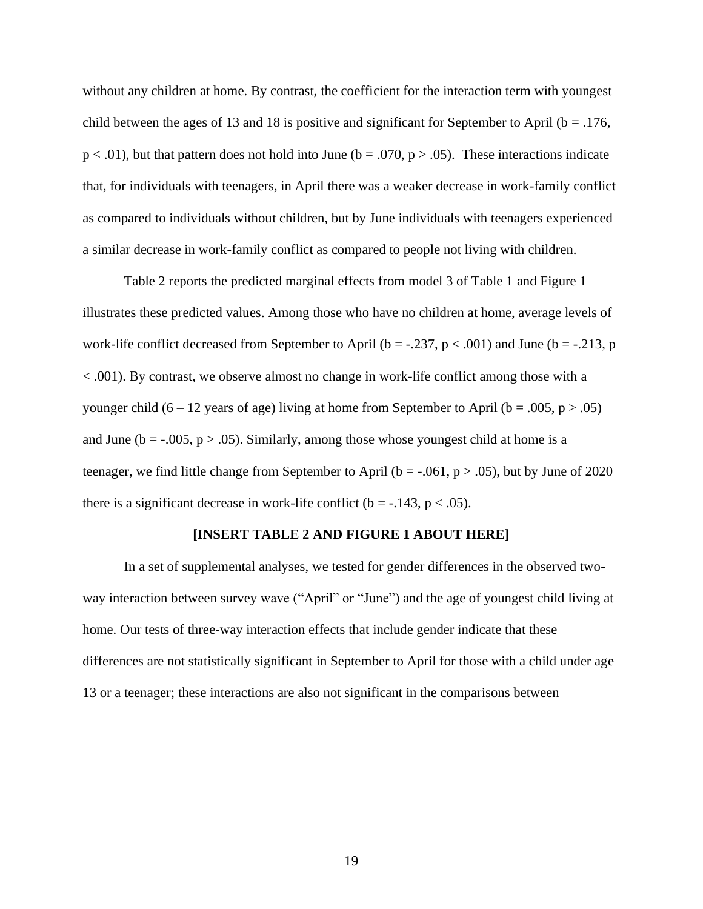without any children at home. By contrast, the coefficient for the interaction term with youngest child between the ages of 13 and 18 is positive and significant for September to April ($b = .176$, $p < .01$), but that pattern does not hold into June ($b = .070$, $p > .05$). These interactions indicate that, for individuals with teenagers, in April there was a weaker decrease in work-family conflict as compared to individuals without children, but by June individuals with teenagers experienced a similar decrease in work-family conflict as compared to people not living with children.

Table 2 reports the predicted marginal effects from model 3 of Table 1 and Figure 1 illustrates these predicted values. Among those who have no children at home, average levels of work-life conflict decreased from September to April ($b = -.237$, $p < .001$) and June ($b = -.213$, $p < .001$). By contrast, we observe almost no change in work-life conflict among those with a younger child (6 – 12 years of age) living at home from September to April ($b = .005$, $p > .05$) and June ($b = -.005$, $p > .05$). Similarly, among those whose youngest child at home is a teenager, we find little change from September to April ($b = -.061$, $p > .05$), but by June of 2020 there is a significant decrease in work-life conflict ($b = -.143$, $p < .05$).

**[INSERT TABLE 2 AND FIGURE 1 ABOUT HERE]**

In a set of supplemental analyses, we tested for gender differences in the observed two-way interaction between survey wave ("April" or "June") and the age of youngest child living at home. Our tests of three-way interaction effects that include gender indicate that these differences are not statistically significant in September to April for those with a child under age 13 or a teenager; these interactions are also not significant in the comparisons between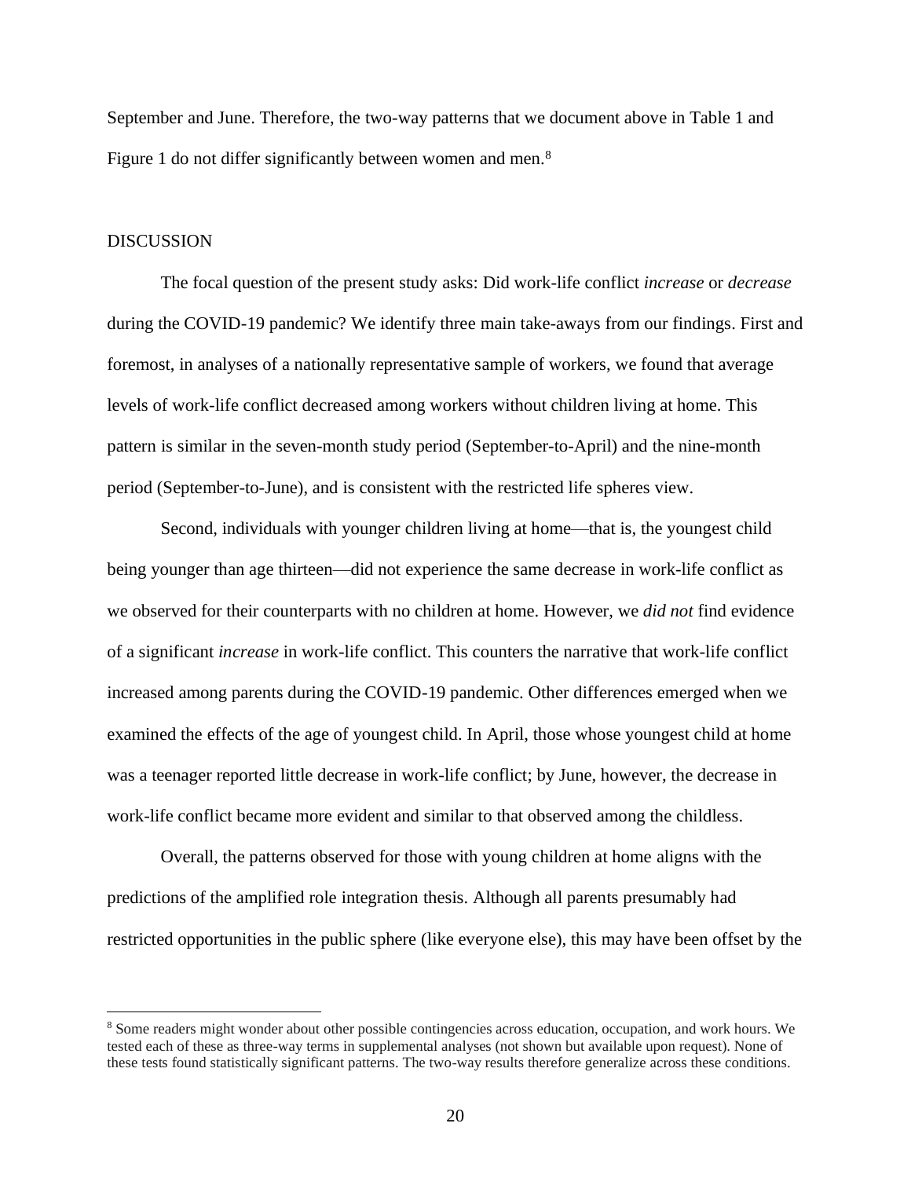September and June. Therefore, the two-way patterns that we document above in Table 1 and Figure 1 do not differ significantly between women and men.[8]

## DISCUSSION

The focal question of the present study asks: Did work-life conflict *increase* or *decrease* during the COVID-19 pandemic? We identify three main take-aways from our findings. First and foremost, in analyses of a nationally representative sample of workers, we found that average levels of work-life conflict decreased among workers without children living at home. This pattern is similar in the seven-month study period (September-to-April) and the nine-month period (September-to-June), and is consistent with the restricted life spheres view.

Second, individuals with younger children living at home—that is, the youngest child being younger than age thirteen—did not experience the same decrease in work-life conflict as we observed for their counterparts with no children at home. However, we *did not* find evidence of a significant *increase* in work-life conflict. This counters the narrative that work-life conflict increased among parents during the COVID-19 pandemic. Other differences emerged when we examined the effects of the age of youngest child. In April, those whose youngest child at home was a teenager reported little decrease in work-life conflict; by June, however, the decrease in work-life conflict became more evident and similar to that observed among the childless.

Overall, the patterns observed for those with young children at home aligns with the predictions of the amplified role integration thesis. Although all parents presumably had restricted opportunities in the public sphere (like everyone else), this may have been offset by the

[8] Some readers might wonder about other possible contingencies across education, occupation, and work hours. We tested each of these as three-way terms in supplemental analyses (not shown but available upon request). None of these tests found statistically significant patterns. The two-way results therefore generalize across these conditions.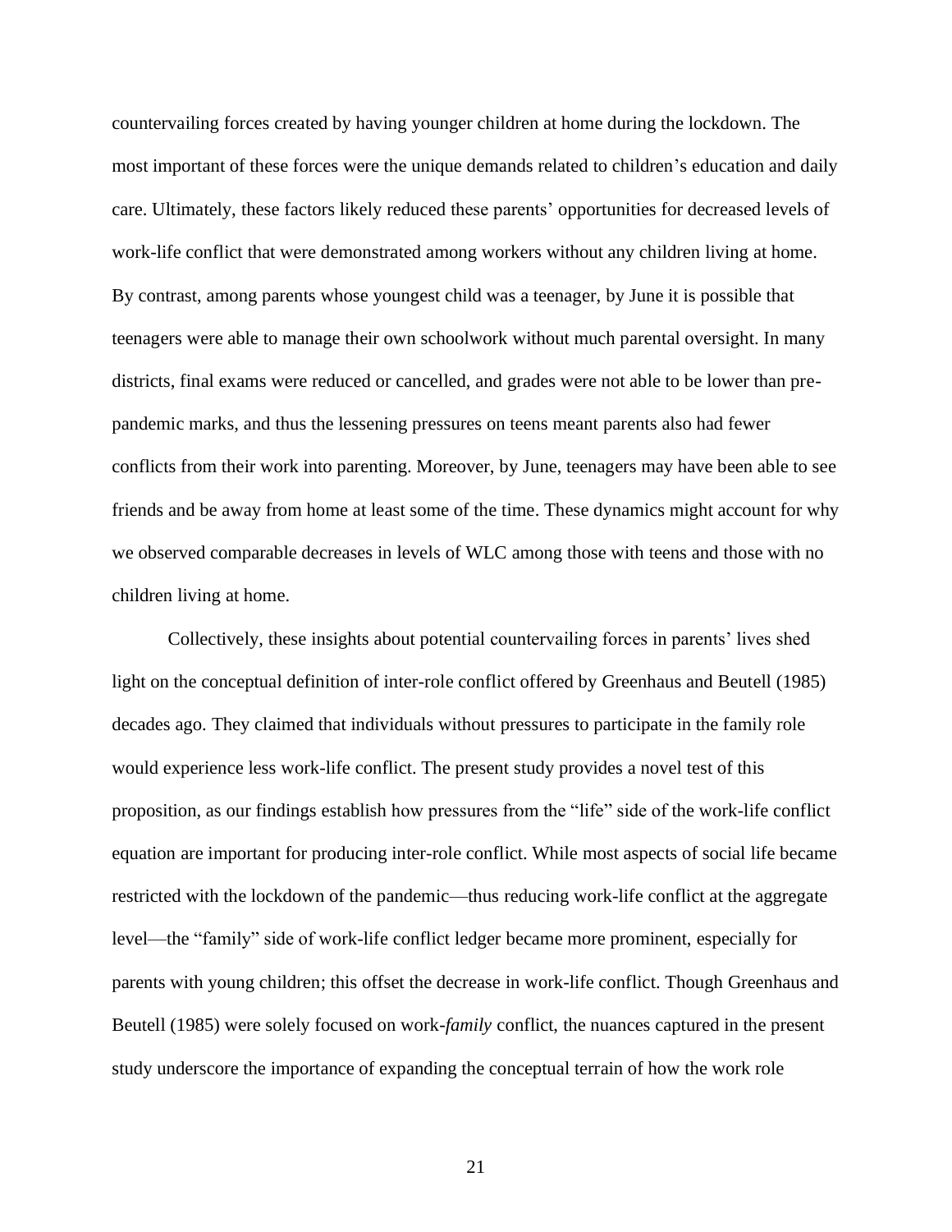countervailing forces created by having younger children at home during the lockdown. The most important of these forces were the unique demands related to children's education and daily care. Ultimately, these factors likely reduced these parents' opportunities for decreased levels of work-life conflict that were demonstrated among workers without any children living at home. By contrast, among parents whose youngest child was a teenager, by June it is possible that teenagers were able to manage their own schoolwork without much parental oversight. In many districts, final exams were reduced or cancelled, and grades were not able to be lower than pre-pandemic marks, and thus the lessening pressures on teens meant parents also had fewer conflicts from their work into parenting. Moreover, by June, teenagers may have been able to see friends and be away from home at least some of the time. These dynamics might account for why we observed comparable decreases in levels of WLC among those with teens and those with no children living at home.

Collectively, these insights about potential countervailing forces in parents' lives shed light on the conceptual definition of inter-role conflict offered by Greenhaus and Beutell (1985) decades ago. They claimed that individuals without pressures to participate in the family role would experience less work-life conflict. The present study provides a novel test of this proposition, as our findings establish how pressures from the "life" side of the work-life conflict equation are important for producing inter-role conflict. While most aspects of social life became restricted with the lockdown of the pandemic—thus reducing work-life conflict at the aggregate level—the "family" side of work-life conflict ledger became more prominent, especially for parents with young children; this offset the decrease in work-life conflict. Though Greenhaus and Beutell (1985) were solely focused on work-*family* conflict, the nuances captured in the present study underscore the importance of expanding the conceptual terrain of how the work role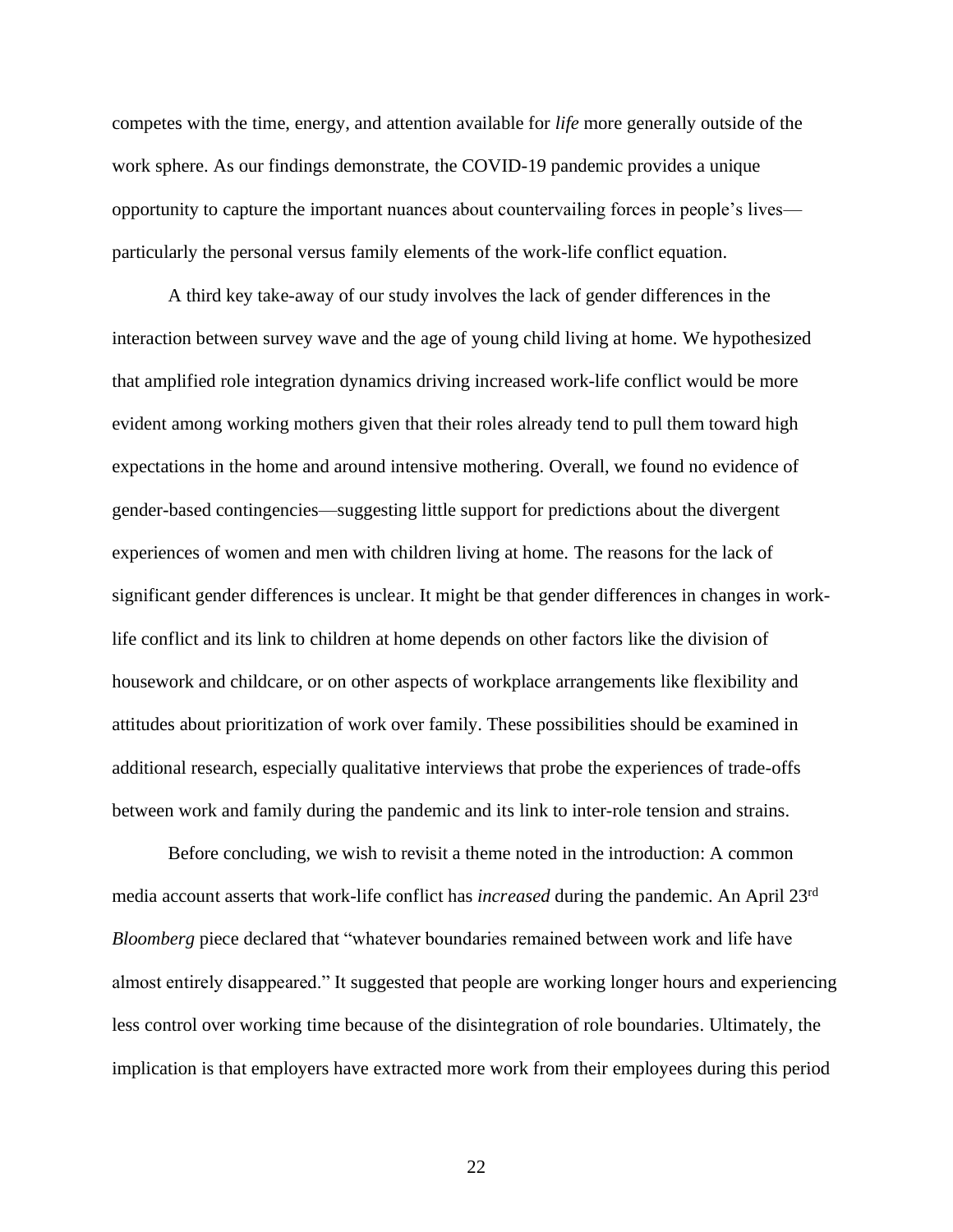competes with the time, energy, and attention available for *life* more generally outside of the work sphere. As our findings demonstrate, the COVID-19 pandemic provides a unique opportunity to capture the important nuances about countervailing forces in people's lives—particularly the personal versus family elements of the work-life conflict equation.

A third key take-away of our study involves the lack of gender differences in the interaction between survey wave and the age of young child living at home. We hypothesized that amplified role integration dynamics driving increased work-life conflict would be more evident among working mothers given that their roles already tend to pull them toward high expectations in the home and around intensive mothering. Overall, we found no evidence of gender-based contingencies—suggesting little support for predictions about the divergent experiences of women and men with children living at home. The reasons for the lack of significant gender differences is unclear. It might be that gender differences in changes in work-life conflict and its link to children at home depends on other factors like the division of housework and childcare, or on other aspects of workplace arrangements like flexibility and attitudes about prioritization of work over family. These possibilities should be examined in additional research, especially qualitative interviews that probe the experiences of trade-offs between work and family during the pandemic and its link to inter-role tension and strains.

Before concluding, we wish to revisit a theme noted in the introduction: A common media account asserts that work-life conflict has *increased* during the pandemic. An April 23rd *Bloomberg* piece declared that "whatever boundaries remained between work and life have almost entirely disappeared." It suggested that people are working longer hours and experiencing less control over working time because of the disintegration of role boundaries. Ultimately, the implication is that employers have extracted more work from their employees during this period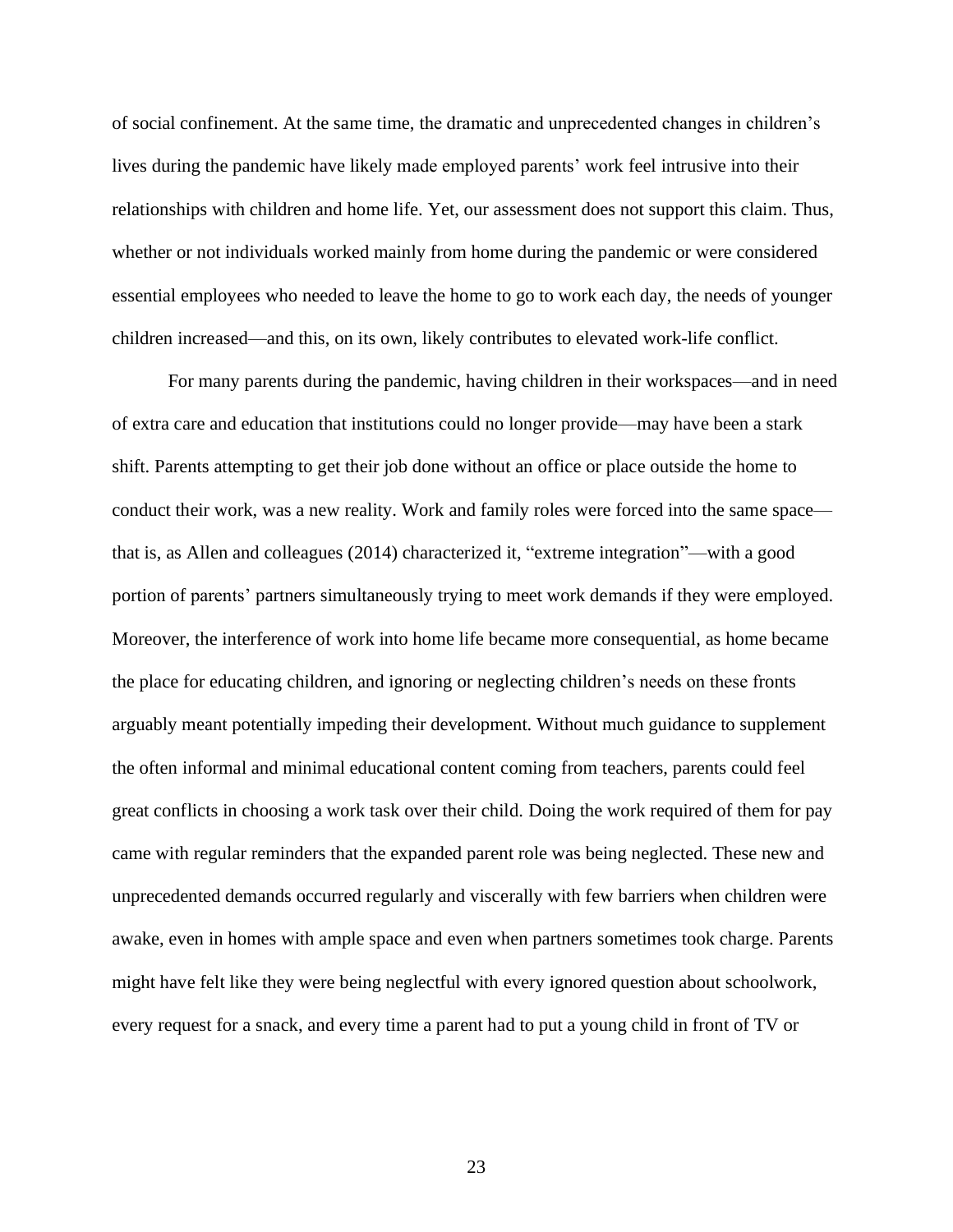of social confinement. At the same time, the dramatic and unprecedented changes in children's lives during the pandemic have likely made employed parents' work feel intrusive into their relationships with children and home life. Yet, our assessment does not support this claim. Thus, whether or not individuals worked mainly from home during the pandemic or were considered essential employees who needed to leave the home to go to work each day, the needs of younger children increased—and this, on its own, likely contributes to elevated work-life conflict.

For many parents during the pandemic, having children in their workspaces—and in need of extra care and education that institutions could no longer provide—may have been a stark shift. Parents attempting to get their job done without an office or place outside the home to conduct their work, was a new reality. Work and family roles were forced into the same space—that is, as Allen and colleagues (2014) characterized it, "extreme integration"—with a good portion of parents' partners simultaneously trying to meet work demands if they were employed. Moreover, the interference of work into home life became more consequential, as home became the place for educating children, and ignoring or neglecting children's needs on these fronts arguably meant potentially impeding their development. Without much guidance to supplement the often informal and minimal educational content coming from teachers, parents could feel great conflicts in choosing a work task over their child. Doing the work required of them for pay came with regular reminders that the expanded parent role was being neglected. These new and unprecedented demands occurred regularly and viscerally with few barriers when children were awake, even in homes with ample space and even when partners sometimes took charge. Parents might have felt like they were being neglectful with every ignored question about schoolwork, every request for a snack, and every time a parent had to put a young child in front of TV or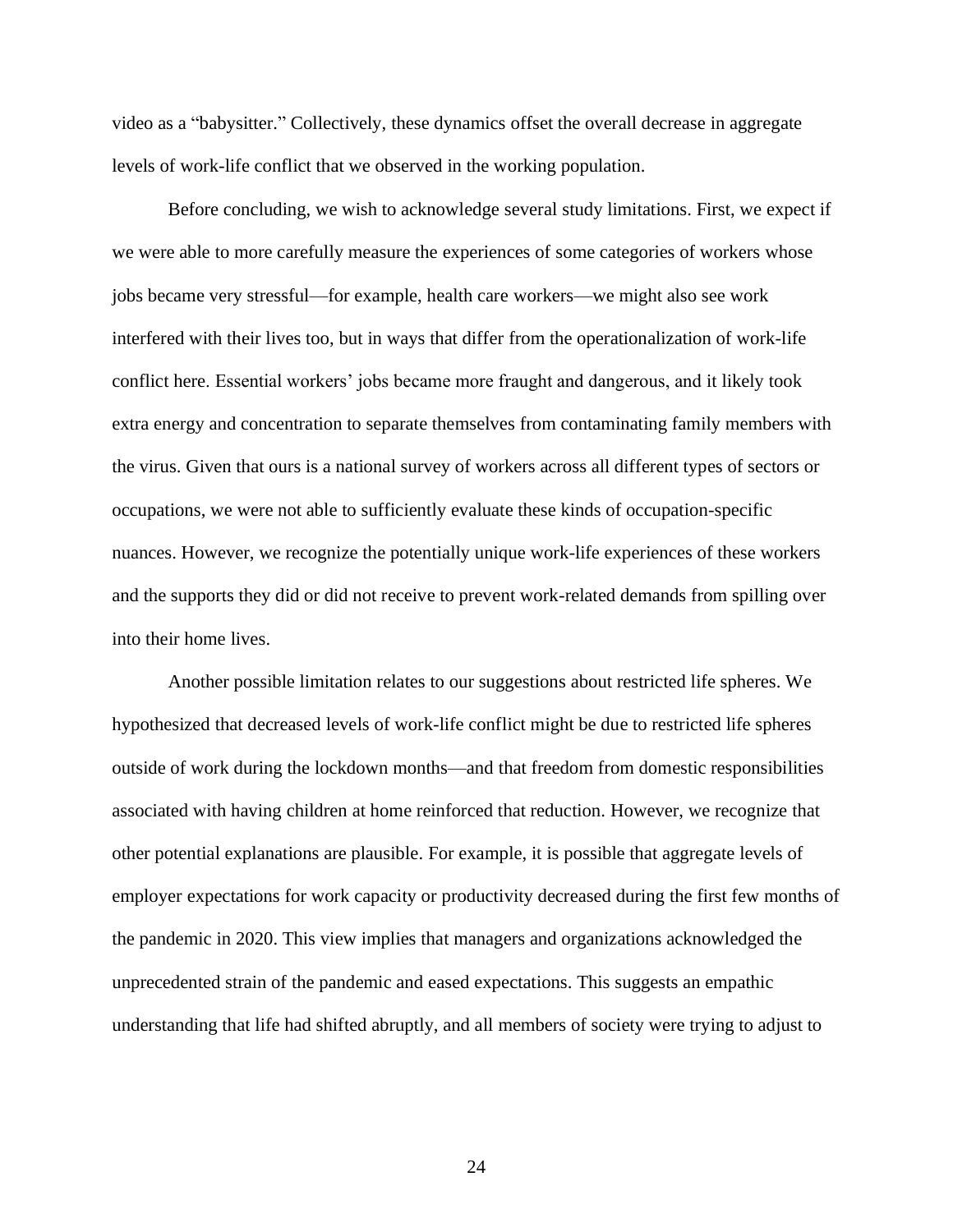video as a "babysitter." Collectively, these dynamics offset the overall decrease in aggregate levels of work-life conflict that we observed in the working population.

Before concluding, we wish to acknowledge several study limitations. First, we expect if we were able to more carefully measure the experiences of some categories of workers whose jobs became very stressful—for example, health care workers—we might also see work interfered with their lives too, but in ways that differ from the operationalization of work-life conflict here. Essential workers' jobs became more fraught and dangerous, and it likely took extra energy and concentration to separate themselves from contaminating family members with the virus. Given that ours is a national survey of workers across all different types of sectors or occupations, we were not able to sufficiently evaluate these kinds of occupation-specific nuances. However, we recognize the potentially unique work-life experiences of these workers and the supports they did or did not receive to prevent work-related demands from spilling over into their home lives.

Another possible limitation relates to our suggestions about restricted life spheres. We hypothesized that decreased levels of work-life conflict might be due to restricted life spheres outside of work during the lockdown months—and that freedom from domestic responsibilities associated with having children at home reinforced that reduction. However, we recognize that other potential explanations are plausible. For example, it is possible that aggregate levels of employer expectations for work capacity or productivity decreased during the first few months of the pandemic in 2020. This view implies that managers and organizations acknowledged the unprecedented strain of the pandemic and eased expectations. This suggests an empathic understanding that life had shifted abruptly, and all members of society were trying to adjust to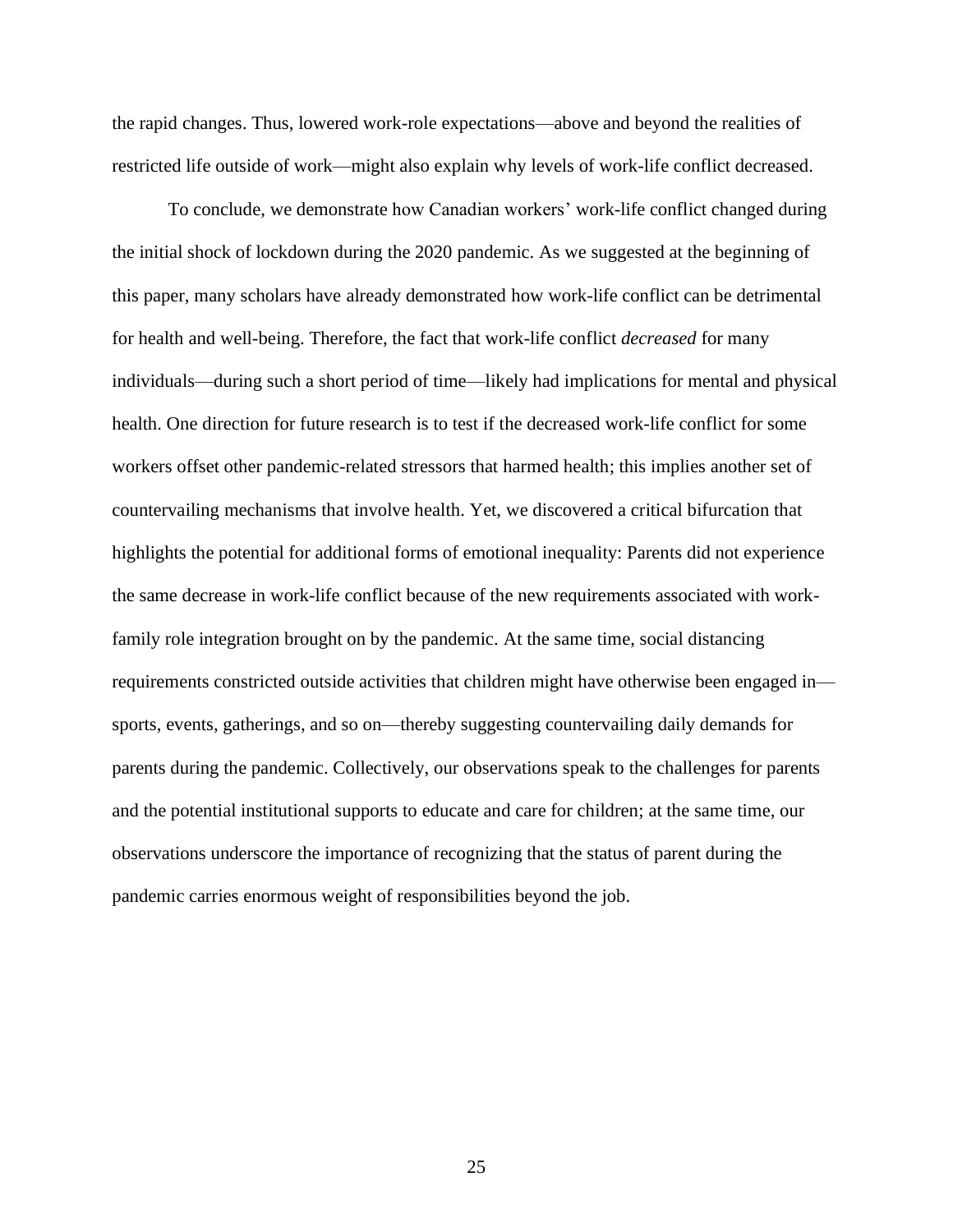the rapid changes. Thus, lowered work-role expectations—above and beyond the realities of restricted life outside of work—might also explain why levels of work-life conflict decreased.

To conclude, we demonstrate how Canadian workers' work-life conflict changed during the initial shock of lockdown during the 2020 pandemic. As we suggested at the beginning of this paper, many scholars have already demonstrated how work-life conflict can be detrimental for health and well-being. Therefore, the fact that work-life conflict *decreased* for many individuals—during such a short period of time—likely had implications for mental and physical health. One direction for future research is to test if the decreased work-life conflict for some workers offset other pandemic-related stressors that harmed health; this implies another set of countervailing mechanisms that involve health. Yet, we discovered a critical bifurcation that highlights the potential for additional forms of emotional inequality: Parents did not experience the same decrease in work-life conflict because of the new requirements associated with work-family role integration brought on by the pandemic. At the same time, social distancing requirements constricted outside activities that children might have otherwise been engaged in—sports, events, gatherings, and so on—thereby suggesting countervailing daily demands for parents during the pandemic. Collectively, our observations speak to the challenges for parents and the potential institutional supports to educate and care for children; at the same time, our observations underscore the importance of recognizing that the status of parent during the pandemic carries enormous weight of responsibilities beyond the job.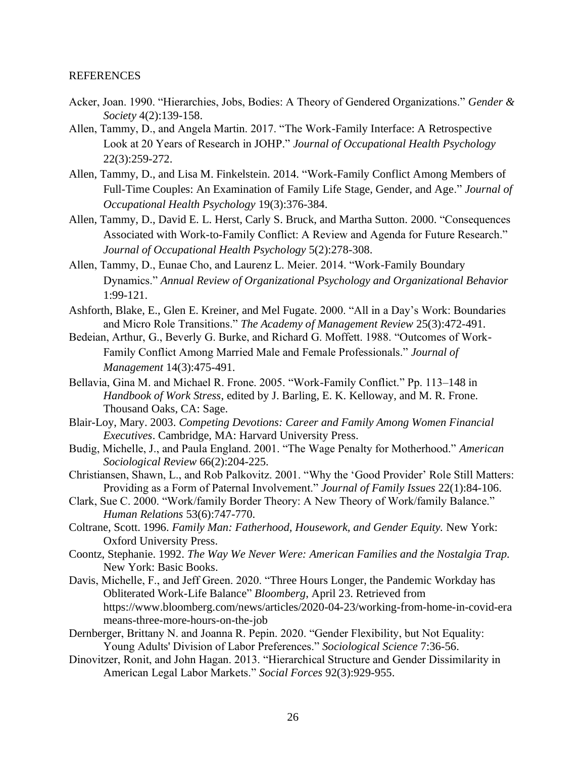REFERENCES

Acker, Joan. 1990. "Hierarchies, Jobs, Bodies: A Theory of Gendered Organizations." *Gender & Society* 4(2):139-158.

Allen, Tammy, D., and Angela Martin. 2017. "The Work-Family Interface: A Retrospective Look at 20 Years of Research in JOHP." *Journal of Occupational Health Psychology* 22(3):259-272.

Allen, Tammy, D., and Lisa M. Finkelstein. 2014. "Work-Family Conflict Among Members of Full-Time Couples: An Examination of Family Life Stage, Gender, and Age." *Journal of Occupational Health Psychology* 19(3):376-384.

Allen, Tammy, D., David E. L. Herst, Carly S. Bruck, and Martha Sutton. 2000. "Consequences Associated with Work-to-Family Conflict: A Review and Agenda for Future Research." *Journal of Occupational Health Psychology* 5(2):278-308.

Allen, Tammy, D., Eunae Cho, and Laurenz L. Meier. 2014. "Work-Family Boundary Dynamics." *Annual Review of Organizational Psychology and Organizational Behavior* 1:99-121.

Ashforth, Blake, E., Glen E. Kreiner, and Mel Fugate. 2000. "All in a Day's Work: Boundaries and Micro Role Transitions." *The Academy of Management Review* 25(3):472-491.

Bedeian, Arthur, G., Beverly G. Burke, and Richard G. Moffett. 1988. "Outcomes of Work-Family Conflict Among Married Male and Female Professionals." *Journal of Management* 14(3):475-491.

Bellavia, Gina M. and Michael R. Frone. 2005. "Work-Family Conflict." Pp. 113–148 in *Handbook of Work Stress*, edited by J. Barling, E. K. Kelloway, and M. R. Frone. Thousand Oaks, CA: Sage.

Blair-Loy, Mary. 2003. *Competing Devotions: Career and Family Among Women Financial Executives*. Cambridge, MA: Harvard University Press.

Budig, Michelle, J., and Paula England. 2001. "The Wage Penalty for Motherhood." *American Sociological Review* 66(2):204-225.

Christiansen, Shawn, L., and Rob Palkovitz. 2001. "Why the 'Good Provider' Role Still Matters: Providing as a Form of Paternal Involvement." *Journal of Family Issues* 22(1):84-106.

Clark, Sue C. 2000. "Work/family Border Theory: A New Theory of Work/family Balance." *Human Relations* 53(6):747-770.

Coltrane, Scott. 1996. *Family Man: Fatherhood, Housework, and Gender Equity.* New York: Oxford University Press.

Coontz, Stephanie. 1992. *The Way We Never Were: American Families and the Nostalgia Trap.* New York: Basic Books.

Davis, Michelle, F., and Jeff Green. 2020. "Three Hours Longer, the Pandemic Workday has Obliterated Work-Life Balance" *Bloomberg*, April 23. Retrieved from https://www.bloomberg.com/news/articles/2020-04-23/working-from-home-in-covid-era means-three-more-hours-on-the-job

Dernberger, Brittany N. and Joanna R. Pepin. 2020. "Gender Flexibility, but Not Equality: Young Adults' Division of Labor Preferences." *Sociological Science* 7:36-56.

Dinovitzer, Ronit, and John Hagan. 2013. "Hierarchical Structure and Gender Dissimilarity in American Legal Labor Markets." *Social Forces* 92(3):929-955.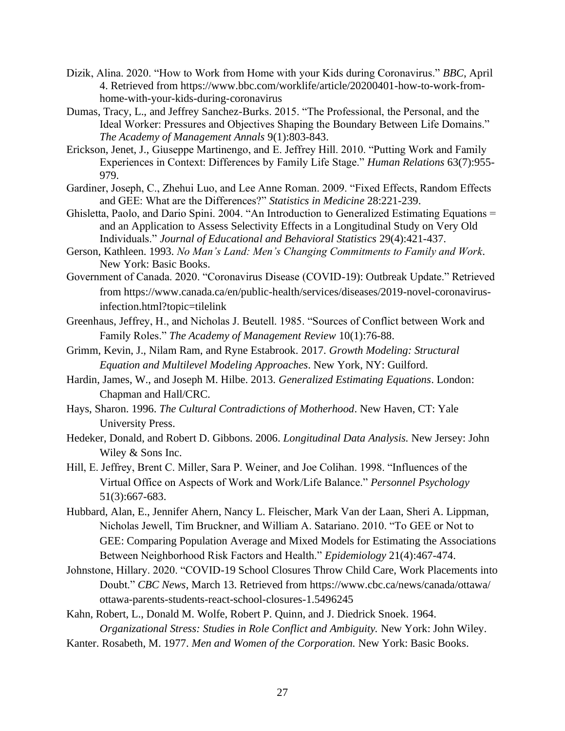Dizik, Alina. 2020. "How to Work from Home with your Kids during Coronavirus." *BBC*, April 4. Retrieved from https://www.bbc.com/worklife/article/20200401-how-to-work-from-home-with-your-kids-during-coronavirus

Dumas, Tracy, L., and Jeffrey Sanchez-Burks. 2015. "The Professional, the Personal, and the Ideal Worker: Pressures and Objectives Shaping the Boundary Between Life Domains." *The Academy of Management Annals* 9(1):803-843.

Erickson, Jenet, J., Giuseppe Martinengo, and E. Jeffrey Hill. 2010. "Putting Work and Family Experiences in Context: Differences by Family Life Stage." *Human Relations* 63(7):955-979.

Gardiner, Joseph, C., Zhehui Luo, and Lee Anne Roman. 2009. "Fixed Effects, Random Effects and GEE: What are the Differences?" *Statistics in Medicine* 28:221-239.

Ghisletta, Paolo, and Dario Spini. 2004. "An Introduction to Generalized Estimating Equations = and an Application to Assess Selectivity Effects in a Longitudinal Study on Very Old Individuals." *Journal of Educational and Behavioral Statistics* 29(4):421-437.

Gerson, Kathleen. 1993. *No Man's Land: Men's Changing Commitments to Family and Work*. New York: Basic Books.

Government of Canada. 2020. "Coronavirus Disease (COVID-19): Outbreak Update." Retrieved from https://www.canada.ca/en/public-health/services/diseases/2019-novel-coronavirus-infection.html?topic=tilelink

Greenhaus, Jeffrey, H., and Nicholas J. Beutell. 1985. "Sources of Conflict between Work and Family Roles." *The Academy of Management Review* 10(1):76-88.

Grimm, Kevin, J., Nilam Ram, and Ryne Estabrook. 2017. *Growth Modeling: Structural Equation and Multilevel Modeling Approaches*. New York, NY: Guilford.

Hardin, James, W., and Joseph M. Hilbe. 2013. *Generalized Estimating Equations*. London: Chapman and Hall/CRC.

Hays, Sharon. 1996. *The Cultural Contradictions of Motherhood*. New Haven, CT: Yale University Press.

Hedeker, Donald, and Robert D. Gibbons. 2006. *Longitudinal Data Analysis.* New Jersey: John Wiley & Sons Inc.

Hill, E. Jeffrey, Brent C. Miller, Sara P. Weiner, and Joe Colihan. 1998. "Influences of the Virtual Office on Aspects of Work and Work/Life Balance." *Personnel Psychology* 51(3):667-683.

Hubbard, Alan, E., Jennifer Ahern, Nancy L. Fleischer, Mark Van der Laan, Sheri A. Lippman, Nicholas Jewell, Tim Bruckner, and William A. Satariano. 2010. "To GEE or Not to GEE: Comparing Population Average and Mixed Models for Estimating the Associations Between Neighborhood Risk Factors and Health." *Epidemiology* 21(4):467-474.

Johnstone, Hillary. 2020. "COVID-19 School Closures Throw Child Care, Work Placements into Doubt." *CBC News*, March 13. Retrieved from https://www.cbc.ca/news/canada/ottawa/ottawa-parents-students-react-school-closures-1.5496245

Kahn, Robert, L., Donald M. Wolfe, Robert P. Quinn, and J. Diedrick Snoek. 1964. *Organizational Stress: Studies in Role Conflict and Ambiguity.* New York: John Wiley.

Kanter. Rosabeth, M. 1977. *Men and Women of the Corporation.* New York: Basic Books.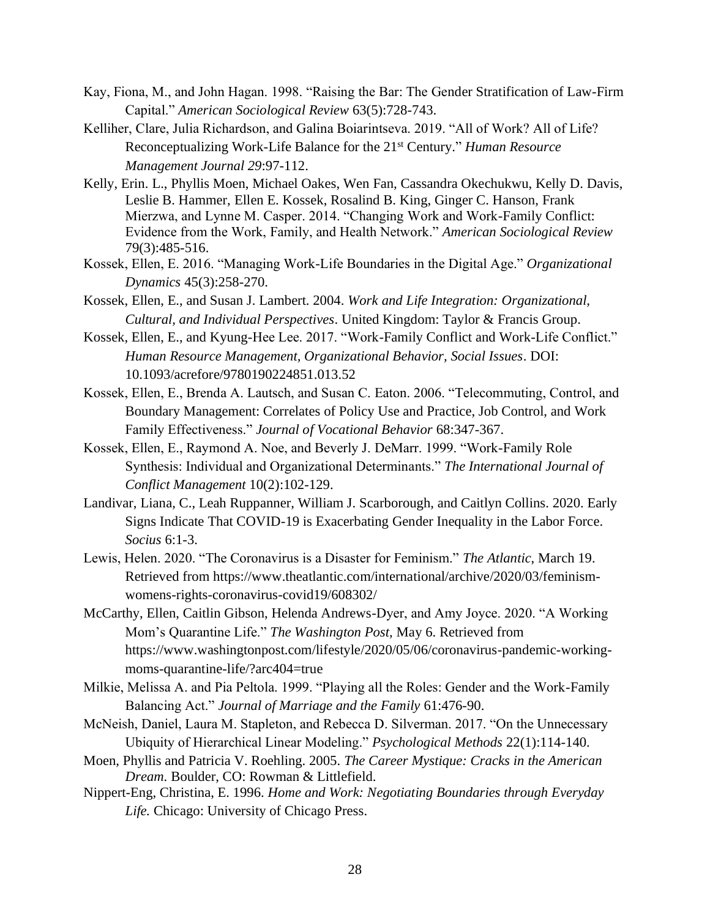Kay, Fiona, M., and John Hagan. 1998. "Raising the Bar: The Gender Stratification of Law-Firm Capital." *American Sociological Review* 63(5):728-743.

Kelliher, Clare, Julia Richardson, and Galina Boiarintseva. 2019. "All of Work? All of Life? Reconceptualizing Work-Life Balance for the 21st Century." *Human Resource Management Journal 29*:97-112.

Kelly, Erin. L., Phyllis Moen, Michael Oakes, Wen Fan, Cassandra Okechukwu, Kelly D. Davis, Leslie B. Hammer, Ellen E. Kossek, Rosalind B. King, Ginger C. Hanson, Frank Mierzwa, and Lynne M. Casper. 2014. "Changing Work and Work-Family Conflict: Evidence from the Work, Family, and Health Network." *American Sociological Review* 79(3):485-516.

Kossek, Ellen, E. 2016. "Managing Work-Life Boundaries in the Digital Age." *Organizational Dynamics* 45(3):258-270.

Kossek, Ellen, E., and Susan J. Lambert. 2004. *Work and Life Integration: Organizational, Cultural, and Individual Perspectives*. United Kingdom: Taylor & Francis Group.

Kossek, Ellen, E., and Kyung-Hee Lee. 2017. "Work-Family Conflict and Work-Life Conflict." *Human Resource Management, Organizational Behavior, Social Issues*. DOI: 10.1093/acrefore/9780190224851.013.52

Kossek, Ellen, E., Brenda A. Lautsch, and Susan C. Eaton. 2006. "Telecommuting, Control, and Boundary Management: Correlates of Policy Use and Practice, Job Control, and Work Family Effectiveness." *Journal of Vocational Behavior* 68:347-367.

Kossek, Ellen, E., Raymond A. Noe, and Beverly J. DeMarr. 1999. "Work-Family Role Synthesis: Individual and Organizational Determinants." *The International Journal of Conflict Management* 10(2):102-129.

Landivar, Liana, C., Leah Ruppanner, William J. Scarborough, and Caitlyn Collins. 2020. Early Signs Indicate That COVID-19 is Exacerbating Gender Inequality in the Labor Force. *Socius* 6:1-3.

Lewis, Helen. 2020. "The Coronavirus is a Disaster for Feminism." *The Atlantic*, March 19. Retrieved from https://www.theatlantic.com/international/archive/2020/03/feminism-womens-rights-coronavirus-covid19/608302/

McCarthy, Ellen, Caitlin Gibson, Helenda Andrews-Dyer, and Amy Joyce. 2020. "A Working Mom's Quarantine Life." *The Washington Post,* May 6. Retrieved from https://www.washingtonpost.com/lifestyle/2020/05/06/coronavirus-pandemic-working-moms-quarantine-life/?arc404=true

Milkie, Melissa A. and Pia Peltola. 1999. "Playing all the Roles: Gender and the Work-Family Balancing Act." *Journal of Marriage and the Family* 61:476-90.

McNeish, Daniel, Laura M. Stapleton, and Rebecca D. Silverman. 2017. "On the Unnecessary Ubiquity of Hierarchical Linear Modeling." *Psychological Methods* 22(1):114-140.

Moen, Phyllis and Patricia V. Roehling. 2005. *The Career Mystique: Cracks in the American Dream.* Boulder, CO: Rowman & Littlefield.

Nippert-Eng, Christina, E. 1996. *Home and Work: Negotiating Boundaries through Everyday Life.* Chicago: University of Chicago Press.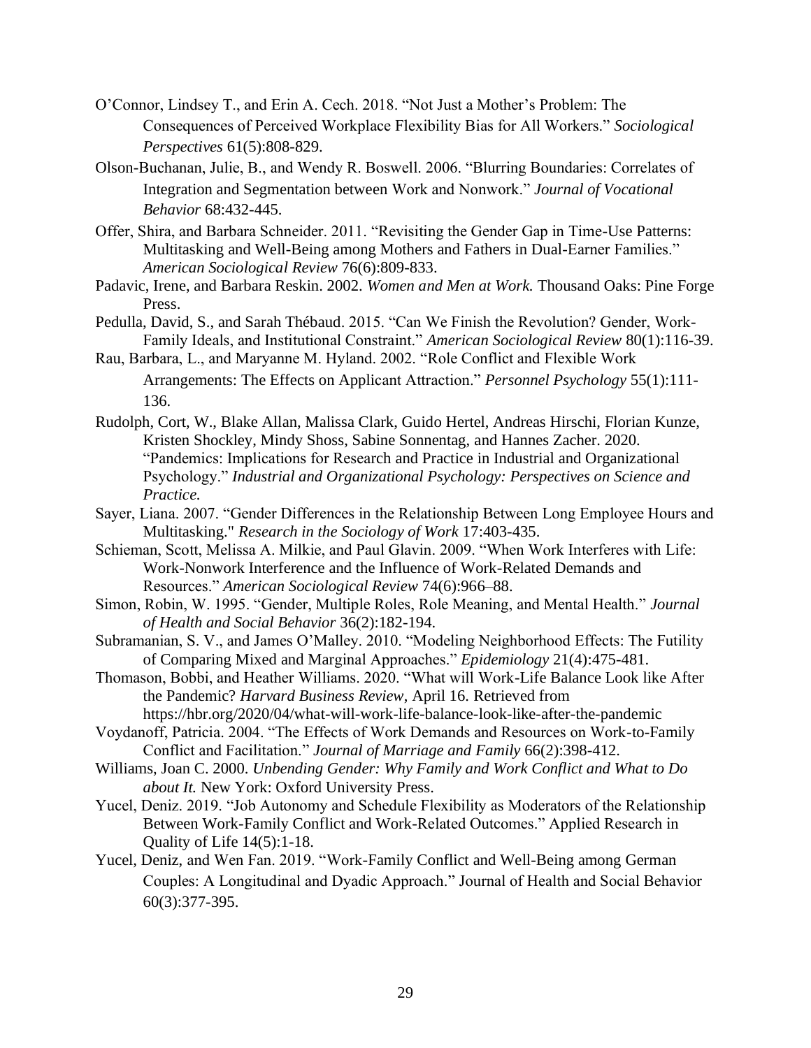O'Connor, Lindsey T., and Erin A. Cech. 2018. "Not Just a Mother's Problem: The Consequences of Perceived Workplace Flexibility Bias for All Workers." *Sociological Perspectives* 61(5):808-829.

Olson-Buchanan, Julie, B., and Wendy R. Boswell. 2006. "Blurring Boundaries: Correlates of Integration and Segmentation between Work and Nonwork." *Journal of Vocational Behavior* 68:432-445.

Offer, Shira, and Barbara Schneider. 2011. "Revisiting the Gender Gap in Time-Use Patterns: Multitasking and Well-Being among Mothers and Fathers in Dual-Earner Families." *American Sociological Review* 76(6):809-833.

Padavic, Irene, and Barbara Reskin. 2002. *Women and Men at Work.* Thousand Oaks: Pine Forge Press.

Pedulla, David, S., and Sarah Thébaud. 2015. "Can We Finish the Revolution? Gender, Work-Family Ideals, and Institutional Constraint." *American Sociological Review* 80(1):116-39.

Rau, Barbara, L., and Maryanne M. Hyland. 2002. "Role Conflict and Flexible Work Arrangements: The Effects on Applicant Attraction." *Personnel Psychology* 55(1):111-136.

Rudolph, Cort, W., Blake Allan, Malissa Clark, Guido Hertel, Andreas Hirschi, Florian Kunze, Kristen Shockley, Mindy Shoss, Sabine Sonnentag, and Hannes Zacher. 2020. "Pandemics: Implications for Research and Practice in Industrial and Organizational Psychology." *Industrial and Organizational Psychology: Perspectives on Science and Practice.*

Sayer, Liana. 2007. "Gender Differences in the Relationship Between Long Employee Hours and Multitasking." *Research in the Sociology of Work* 17:403-435.

Schieman, Scott, Melissa A. Milkie, and Paul Glavin. 2009. "When Work Interferes with Life: Work-Nonwork Interference and the Influence of Work-Related Demands and Resources." *American Sociological Review* 74(6):966–88.

Simon, Robin, W. 1995. "Gender, Multiple Roles, Role Meaning, and Mental Health." *Journal of Health and Social Behavior* 36(2):182-194.

Subramanian, S. V., and James O'Malley. 2010. "Modeling Neighborhood Effects: The Futility of Comparing Mixed and Marginal Approaches." *Epidemiology* 21(4):475-481.

Thomason, Bobbi, and Heather Williams. 2020. "What will Work-Life Balance Look like After the Pandemic? *Harvard Business Review*, April 16. Retrieved from https://hbr.org/2020/04/what-will-work-life-balance-look-like-after-the-pandemic

Voydanoff, Patricia. 2004. "The Effects of Work Demands and Resources on Work-to-Family Conflict and Facilitation." *Journal of Marriage and Family* 66(2):398-412.

Williams, Joan C. 2000. *Unbending Gender: Why Family and Work Conflict and What to Do about It.* New York: Oxford University Press.

Yucel, Deniz. 2019. "Job Autonomy and Schedule Flexibility as Moderators of the Relationship Between Work-Family Conflict and Work-Related Outcomes." Applied Research in Quality of Life 14(5):1-18.

Yucel, Deniz, and Wen Fan. 2019. "Work-Family Conflict and Well-Being among German Couples: A Longitudinal and Dyadic Approach." Journal of Health and Social Behavior 60(3):377-395.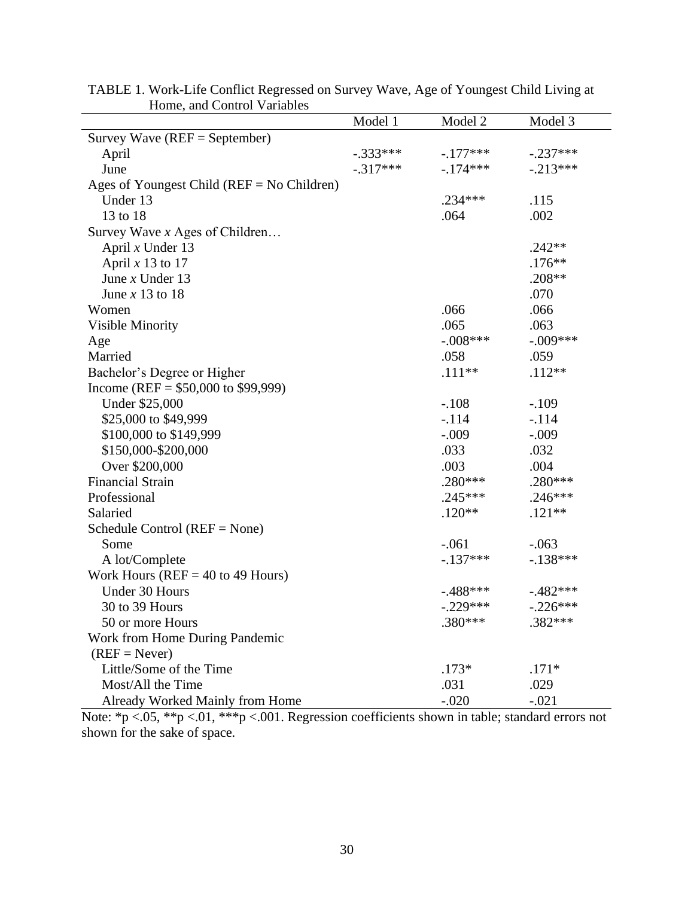TABLE 1. Work-Life Conflict Regressed on Survey Wave, Age of Youngest Child Living at Home, and Control Variables

| | Model 1 | Model 2 | Model 3 |
|---|---|---|---|
| Survey Wave (REF = September) | | | |
| April | -.333*** | -.177*** | -.237*** |
| June | -.317*** | -.174*** | -.213*** |
| Ages of Youngest Child (REF = No Children) | | | |
| Under 13 | | .234*** | .115 |
| 13 to 18 | | .064 | .002 |
| Survey Wave *x* Ages of Children… | | | |
| April *x* Under 13 | | | .242** |
| April *x* 13 to 17 | | | .176** |
| June *x* Under 13 | | | .208** |
| June *x* 13 to 18 | | | .070 |
| Women | | .066 | .066 |
| Visible Minority | | .065 | .063 |
| Age | | -.008*** | -.009*** |
| Married | | .058 | .059 |
| Bachelor's Degree or Higher | | .111** | .112** |
| Income (REF = $50,000 to $99,999) | | | |
| Under $25,000 | | -.108 | -.109 |
| $25,000 to $49,999 | | -.114 | -.114 |
| $100,000 to $149,999 | | -.009 | -.009 |
| $150,000-$200,000 | | .033 | .032 |
| Over $200,000 | | .003 | .004 |
| Financial Strain | | .280*** | .280*** |
| Professional | | .245*** | .246*** |
| Salaried | | .120** | .121** |
| Schedule Control (REF = None) | | | |
| Some | | -.061 | -.063 |
| A lot/Complete | | -.137*** | -.138*** |
| Work Hours (REF = 40 to 49 Hours) | | | |
| Under 30 Hours | | -.488*** | -.482*** |
| 30 to 39 Hours | | -.229*** | -.226*** |
| 50 or more Hours | | .380*** | .382*** |
| Work from Home During Pandemic (REF = Never) | | | |
| Little/Some of the Time | | .173* | .171* |
| Most/All the Time | | .031 | .029 |
| Already Worked Mainly from Home | | -.020 | -.021 |

Note: *p <.05, **p <.01, ***p <.001. Regression coefficients shown in table; standard errors not shown for the sake of space.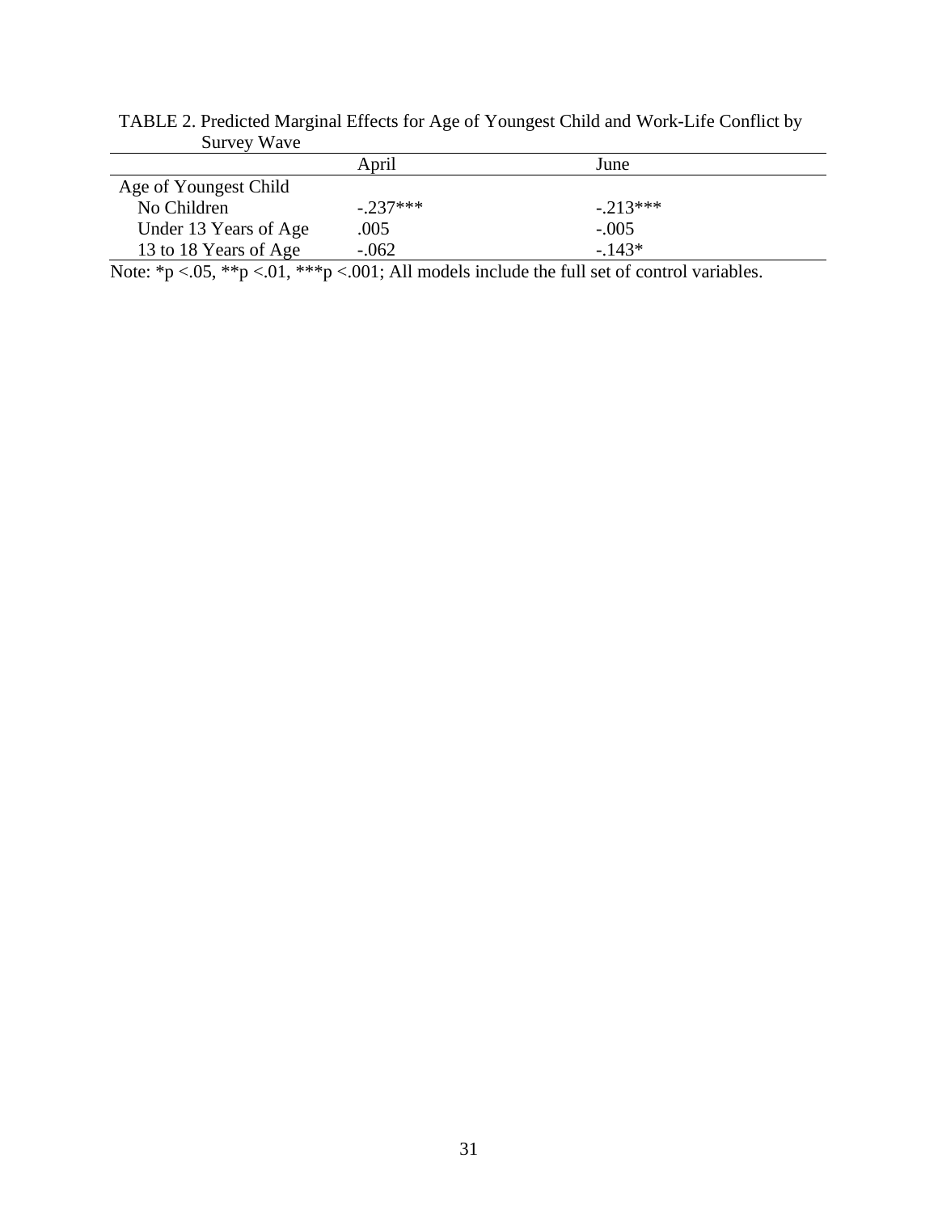TABLE 2. Predicted Marginal Effects for Age of Youngest Child and Work-Life Conflict by Survey Wave

| | April | June |
|---|---|---|
| Age of Youngest Child | | |
| No Children | -.237*** | -.213*** |
| Under 13 Years of Age | .005 | -.005 |
| 13 to 18 Years of Age | -.062 | -.143* |

Note: *p <.05, **p <.01, ***p <.001; All models include the full set of control variables.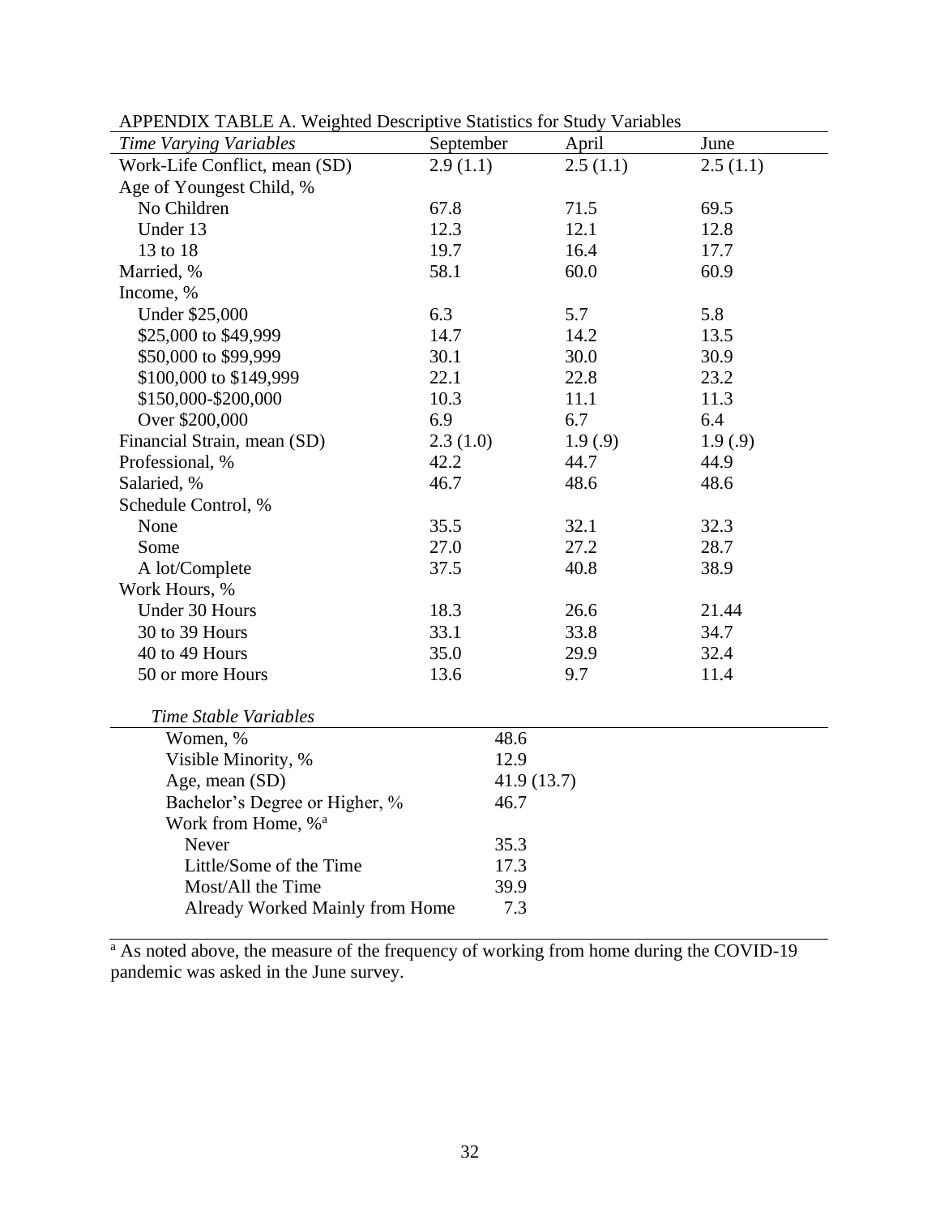APPENDIX TABLE A. Weighted Descriptive Statistics for Study Variables

| *Time Varying Variables* | September | April | June |
|---|---|---|---|
| Work-Life Conflict, mean (SD) | 2.9 (1.1) | 2.5 (1.1) | 2.5 (1.1) |
| Age of Youngest Child, % | | | |
| No Children | 67.8 | 71.5 | 69.5 |
| Under 13 | 12.3 | 12.1 | 12.8 |
| 13 to 18 | 19.7 | 16.4 | 17.7 |
| Married, % | 58.1 | 60.0 | 60.9 |
| Income, % | | | |
| Under $25,000 | 6.3 | 5.7 | 5.8 |
| $25,000 to $49,999 | 14.7 | 14.2 | 13.5 |
| $50,000 to $99,999 | 30.1 | 30.0 | 30.9 |
| $100,000 to $149,999 | 22.1 | 22.8 | 23.2 |
| $150,000-$200,000 | 10.3 | 11.1 | 11.3 |
| Over $200,000 | 6.9 | 6.7 | 6.4 |
| Financial Strain, mean (SD) | 2.3 (1.0) | 1.9 (.9) | 1.9 (.9) |
| Professional, % | 42.2 | 44.7 | 44.9 |
| Salaried, % | 46.7 | 48.6 | 48.6 |
| Schedule Control, % | | | |
| None | 35.5 | 32.1 | 32.3 |
| Some | 27.0 | 27.2 | 28.7 |
| A lot/Complete | 37.5 | 40.8 | 38.9 |
| Work Hours, % | | | |
| Under 30 Hours | 18.3 | 26.6 | 21.44 |
| 30 to 39 Hours | 33.1 | 33.8 | 34.7 |
| 40 to 49 Hours | 35.0 | 29.9 | 32.4 |
| 50 or more Hours | 13.6 | 9.7 | 11.4 |

| *Time Stable Variables* | |
|---|---|
| Women, % | 48.6 |
| Visible Minority, % | 12.9 |
| Age, mean (SD) | 41.9 (13.7) |
| Bachelor's Degree or Higher, % | 46.7 |
| Work from Home, %[a] | |
| Never | 35.3 |
| Little/Some of the Time | 17.3 |
| Most/All the Time | 39.9 |
| Already Worked Mainly from Home | 7.3 |

[a] As noted above, the measure of the frequency of working from home during the COVID-19 pandemic was asked in the June survey.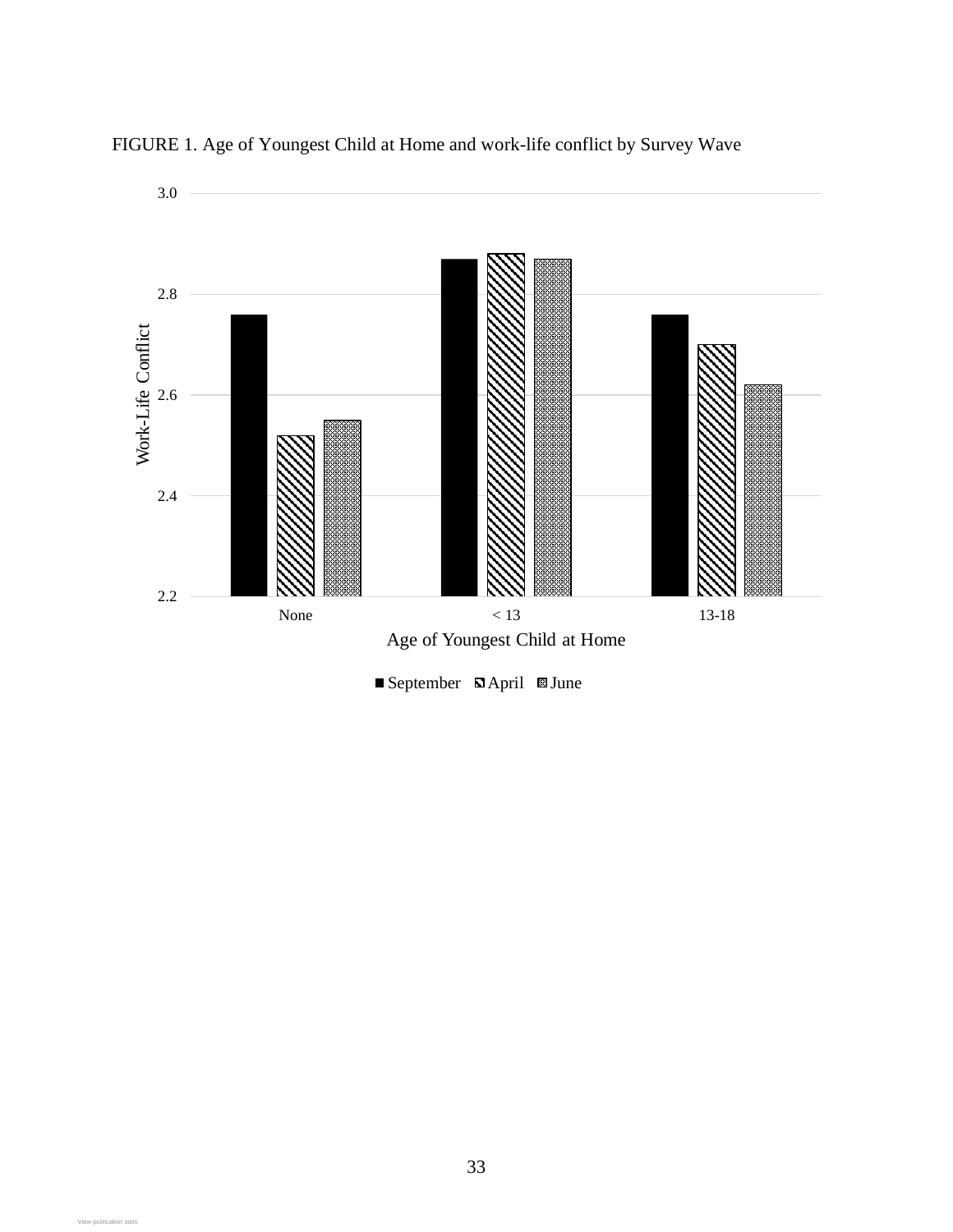FIGURE 1. Age of Youngest Child at Home and work-life conflict by Survey Wave

3.0
2.8
2.6
2.4
2.2

Work-Life Conflict

None
< 13
13-18

Age of Youngest Child at Home

September April June